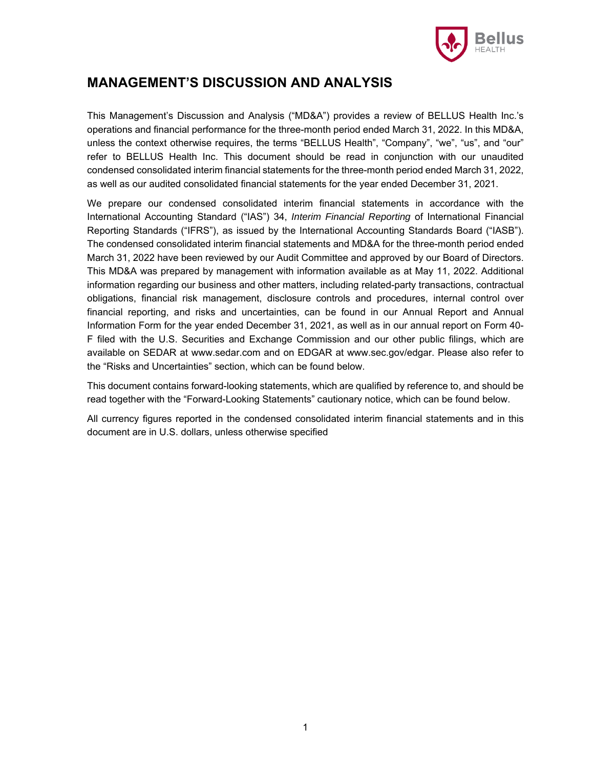# MANAGEMENT'S DISCUSSION AND ANALYSIS

This Management's Discussion and Analysis ("MD&A") provides a review of BELLUS Health Inc.'s operations and financial performance for the three-month period ended March 31, 2022. In this MD&A, unless the context otherwise requires, the terms "BELLUS Health", "Company", "we", "us", and "our" refer to BELLUS Health Inc. This document should be read in conjunction with our unaudited condensed consolidated interim financial statements for the three-month period ended March 31, 2022, as well as our audited consolidated financial statements for the year ended December 31, 2021.

We prepare our condensed consolidated interim financial statements in accordance with the International Accounting Standard ("IAS") 34, *Interim Financial Reporting* of International Financial Reporting Standards ("IFRS"), as issued by the International Accounting Standards Board ("IASB"). The condensed consolidated interim financial statements and MD&A for the three-month period ended March 31, 2022 have been reviewed by our Audit Committee and approved by our Board of Directors. This MD&A was prepared by management with information available as at May 11, 2022. Additional information regarding our business and other matters, including related-party transactions, contractual obligations, financial risk management, disclosure controls and procedures, internal control over financial reporting, and risks and uncertainties, can be found in our Annual Report and Annual Information Form for the year ended December 31, 2021, as well as in our annual report on Form 40-F filed with the U.S. Securities and Exchange Commission and our other public filings, which are available on SEDAR at www.sedar.com and on EDGAR at www.sec.gov/edgar. Please also refer to the "Risks and Uncertainties" section, which can be found below.

This document contains forward-looking statements, which are qualified by reference to, and should be read together with the "Forward-Looking Statements" cautionary notice, which can be found below.

All currency figures reported in the condensed consolidated interim financial statements and in this document are in U.S. dollars, unless otherwise specified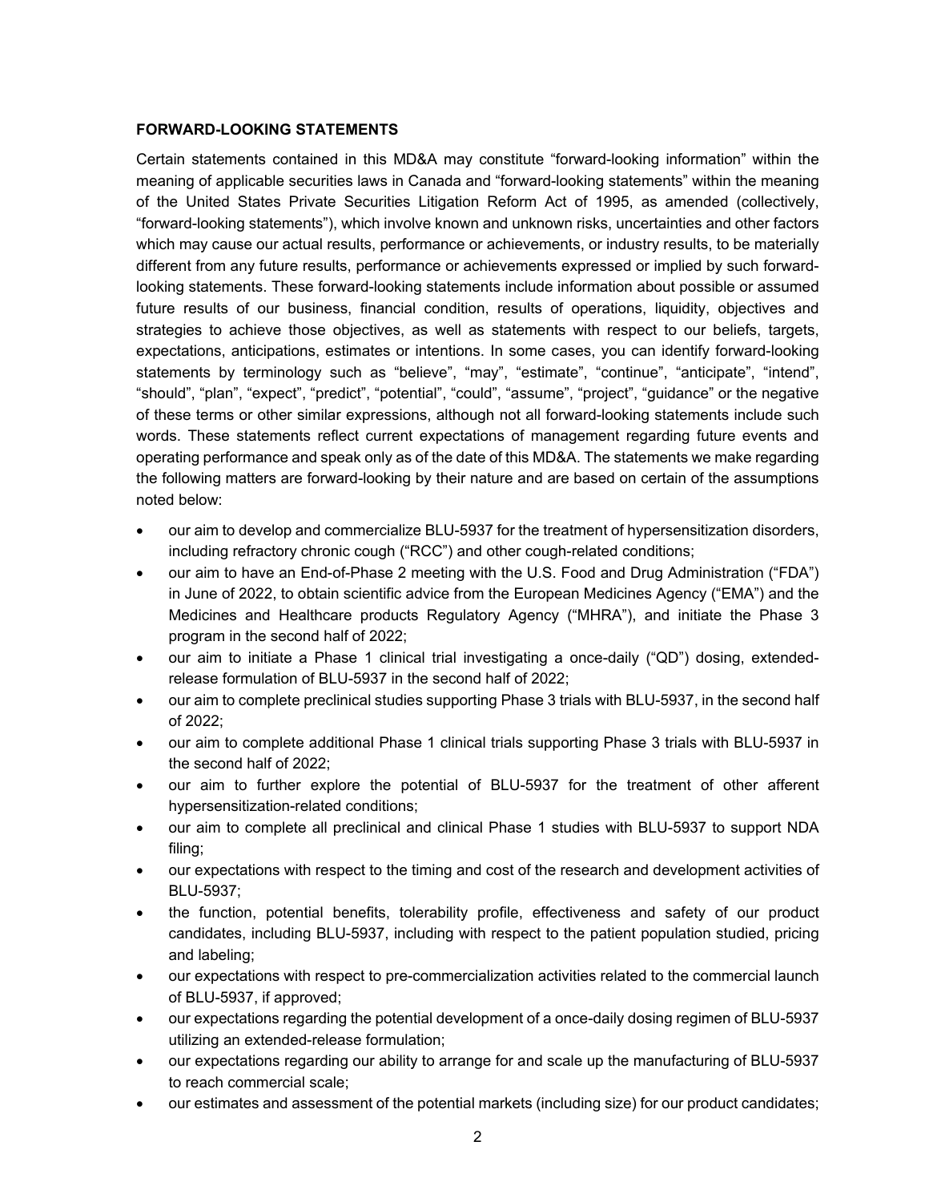**FORWARD-LOOKING STATEMENTS**

Certain statements contained in this MD&A may constitute "forward-looking information" within the meaning of applicable securities laws in Canada and "forward-looking statements" within the meaning of the United States Private Securities Litigation Reform Act of 1995, as amended (collectively, "forward-looking statements"), which involve known and unknown risks, uncertainties and other factors which may cause our actual results, performance or achievements, or industry results, to be materially different from any future results, performance or achievements expressed or implied by such forward-looking statements. These forward-looking statements include information about possible or assumed future results of our business, financial condition, results of operations, liquidity, objectives and strategies to achieve those objectives, as well as statements with respect to our beliefs, targets, expectations, anticipations, estimates or intentions. In some cases, you can identify forward-looking statements by terminology such as "believe", "may", "estimate", "continue", "anticipate", "intend", "should", "plan", "expect", "predict", "potential", "could", "assume", "project", "guidance" or the negative of these terms or other similar expressions, although not all forward-looking statements include such words. These statements reflect current expectations of management regarding future events and operating performance and speak only as of the date of this MD&A. The statements we make regarding the following matters are forward-looking by their nature and are based on certain of the assumptions noted below:

- our aim to develop and commercialize BLU-5937 for the treatment of hypersensitization disorders, including refractory chronic cough ("RCC") and other cough-related conditions;
- our aim to have an End-of-Phase 2 meeting with the U.S. Food and Drug Administration ("FDA") in June of 2022, to obtain scientific advice from the European Medicines Agency ("EMA") and the Medicines and Healthcare products Regulatory Agency ("MHRA"), and initiate the Phase 3 program in the second half of 2022;
- our aim to initiate a Phase 1 clinical trial investigating a once-daily ("QD") dosing, extended-release formulation of BLU-5937 in the second half of 2022;
- our aim to complete preclinical studies supporting Phase 3 trials with BLU-5937, in the second half of 2022;
- our aim to complete additional Phase 1 clinical trials supporting Phase 3 trials with BLU-5937 in the second half of 2022;
- our aim to further explore the potential of BLU-5937 for the treatment of other afferent hypersensitization-related conditions;
- our aim to complete all preclinical and clinical Phase 1 studies with BLU-5937 to support NDA filing;
- our expectations with respect to the timing and cost of the research and development activities of BLU-5937;
- the function, potential benefits, tolerability profile, effectiveness and safety of our product candidates, including BLU-5937, including with respect to the patient population studied, pricing and labeling;
- our expectations with respect to pre-commercialization activities related to the commercial launch of BLU-5937, if approved;
- our expectations regarding the potential development of a once-daily dosing regimen of BLU-5937 utilizing an extended-release formulation;
- our expectations regarding our ability to arrange for and scale up the manufacturing of BLU-5937 to reach commercial scale;
- our estimates and assessment of the potential markets (including size) for our product candidates;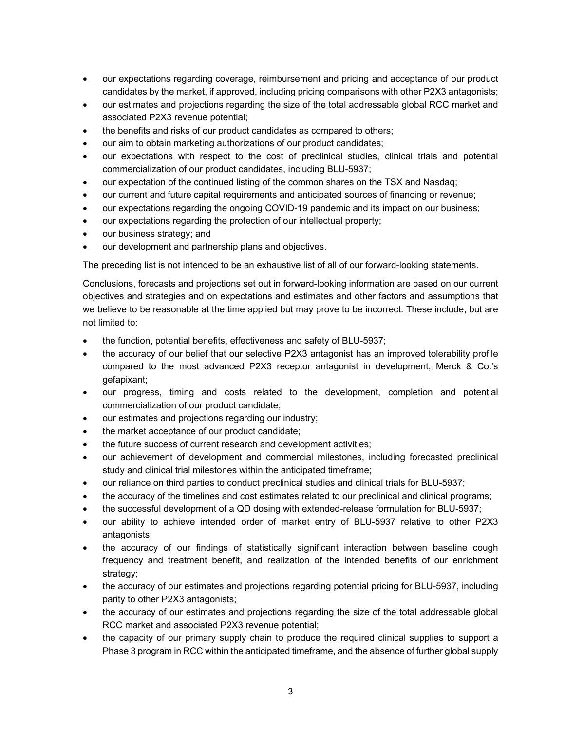- our expectations regarding coverage, reimbursement and pricing and acceptance of our product candidates by the market, if approved, including pricing comparisons with other P2X3 antagonists;
- our estimates and projections regarding the size of the total addressable global RCC market and associated P2X3 revenue potential;
- the benefits and risks of our product candidates as compared to others;
- our aim to obtain marketing authorizations of our product candidates;
- our expectations with respect to the cost of preclinical studies, clinical trials and potential commercialization of our product candidates, including BLU-5937;
- our expectation of the continued listing of the common shares on the TSX and Nasdaq;
- our current and future capital requirements and anticipated sources of financing or revenue;
- our expectations regarding the ongoing COVID-19 pandemic and its impact on our business;
- our expectations regarding the protection of our intellectual property;
- our business strategy; and
- our development and partnership plans and objectives.

The preceding list is not intended to be an exhaustive list of all of our forward-looking statements.

Conclusions, forecasts and projections set out in forward-looking information are based on our current objectives and strategies and on expectations and estimates and other factors and assumptions that we believe to be reasonable at the time applied but may prove to be incorrect. These include, but are not limited to:

- the function, potential benefits, effectiveness and safety of BLU-5937;
- the accuracy of our belief that our selective P2X3 antagonist has an improved tolerability profile compared to the most advanced P2X3 receptor antagonist in development, Merck & Co.'s gefapixant;
- our progress, timing and costs related to the development, completion and potential commercialization of our product candidate;
- our estimates and projections regarding our industry;
- the market acceptance of our product candidate;
- the future success of current research and development activities;
- our achievement of development and commercial milestones, including forecasted preclinical study and clinical trial milestones within the anticipated timeframe;
- our reliance on third parties to conduct preclinical studies and clinical trials for BLU-5937;
- the accuracy of the timelines and cost estimates related to our preclinical and clinical programs;
- the successful development of a QD dosing with extended-release formulation for BLU-5937;
- our ability to achieve intended order of market entry of BLU-5937 relative to other P2X3 antagonists;
- the accuracy of our findings of statistically significant interaction between baseline cough frequency and treatment benefit, and realization of the intended benefits of our enrichment strategy;
- the accuracy of our estimates and projections regarding potential pricing for BLU-5937, including parity to other P2X3 antagonists;
- the accuracy of our estimates and projections regarding the size of the total addressable global RCC market and associated P2X3 revenue potential;
- the capacity of our primary supply chain to produce the required clinical supplies to support a Phase 3 program in RCC within the anticipated timeframe, and the absence of further global supply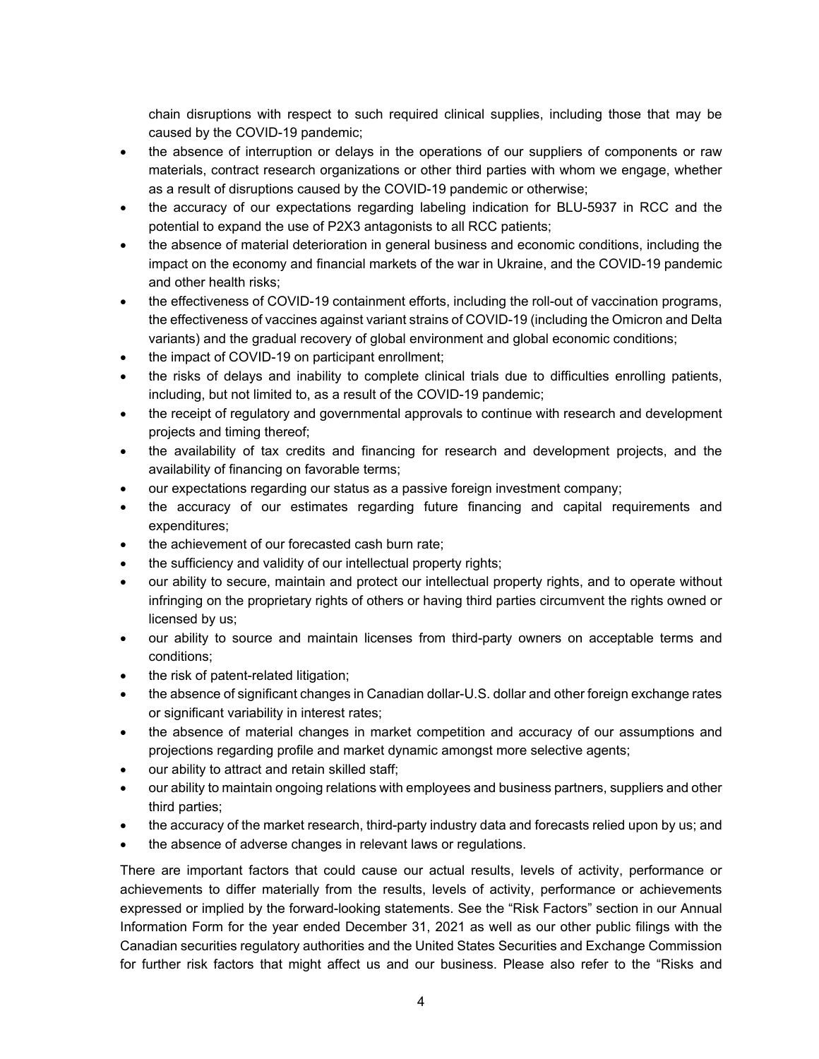chain disruptions with respect to such required clinical supplies, including those that may be caused by the COVID-19 pandemic;

- the absence of interruption or delays in the operations of our suppliers of components or raw materials, contract research organizations or other third parties with whom we engage, whether as a result of disruptions caused by the COVID-19 pandemic or otherwise;
- the accuracy of our expectations regarding labeling indication for BLU-5937 in RCC and the potential to expand the use of P2X3 antagonists to all RCC patients;
- the absence of material deterioration in general business and economic conditions, including the impact on the economy and financial markets of the war in Ukraine, and the COVID-19 pandemic and other health risks;
- the effectiveness of COVID-19 containment efforts, including the roll-out of vaccination programs, the effectiveness of vaccines against variant strains of COVID-19 (including the Omicron and Delta variants) and the gradual recovery of global environment and global economic conditions;
- the impact of COVID-19 on participant enrollment;
- the risks of delays and inability to complete clinical trials due to difficulties enrolling patients, including, but not limited to, as a result of the COVID-19 pandemic;
- the receipt of regulatory and governmental approvals to continue with research and development projects and timing thereof;
- the availability of tax credits and financing for research and development projects, and the availability of financing on favorable terms;
- our expectations regarding our status as a passive foreign investment company;
- the accuracy of our estimates regarding future financing and capital requirements and expenditures;
- the achievement of our forecasted cash burn rate;
- the sufficiency and validity of our intellectual property rights;
- our ability to secure, maintain and protect our intellectual property rights, and to operate without infringing on the proprietary rights of others or having third parties circumvent the rights owned or licensed by us;
- our ability to source and maintain licenses from third-party owners on acceptable terms and conditions;
- the risk of patent-related litigation;
- the absence of significant changes in Canadian dollar-U.S. dollar and other foreign exchange rates or significant variability in interest rates;
- the absence of material changes in market competition and accuracy of our assumptions and projections regarding profile and market dynamic amongst more selective agents;
- our ability to attract and retain skilled staff;
- our ability to maintain ongoing relations with employees and business partners, suppliers and other third parties;
- the accuracy of the market research, third-party industry data and forecasts relied upon by us; and
- the absence of adverse changes in relevant laws or regulations.

There are important factors that could cause our actual results, levels of activity, performance or achievements to differ materially from the results, levels of activity, performance or achievements expressed or implied by the forward-looking statements. See the "Risk Factors" section in our Annual Information Form for the year ended December 31, 2021 as well as our other public filings with the Canadian securities regulatory authorities and the United States Securities and Exchange Commission for further risk factors that might affect us and our business. Please also refer to the "Risks and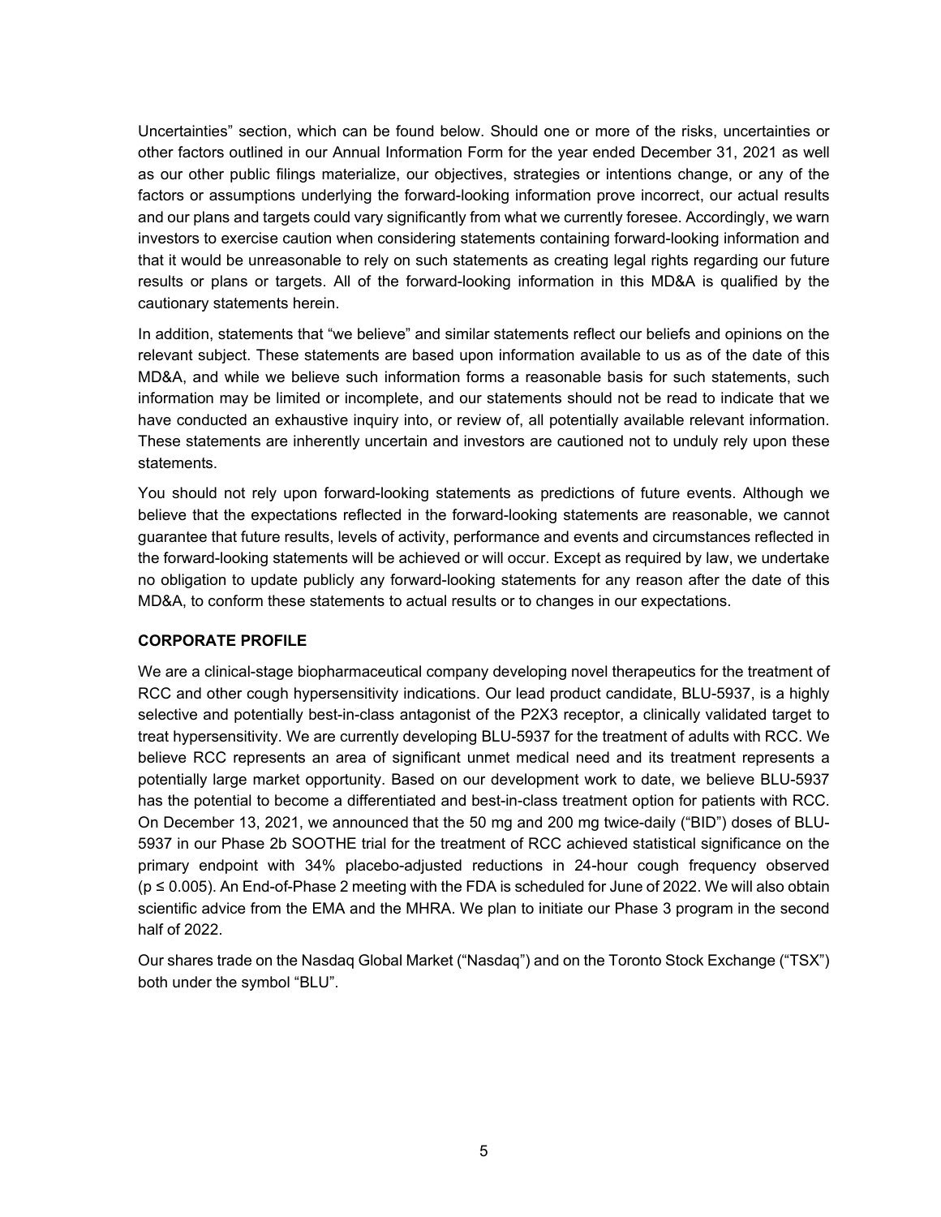Uncertainties" section, which can be found below. Should one or more of the risks, uncertainties or other factors outlined in our Annual Information Form for the year ended December 31, 2021 as well as our other public filings materialize, our objectives, strategies or intentions change, or any of the factors or assumptions underlying the forward-looking information prove incorrect, our actual results and our plans and targets could vary significantly from what we currently foresee. Accordingly, we warn investors to exercise caution when considering statements containing forward-looking information and that it would be unreasonable to rely on such statements as creating legal rights regarding our future results or plans or targets. All of the forward-looking information in this MD&A is qualified by the cautionary statements herein.

In addition, statements that "we believe" and similar statements reflect our beliefs and opinions on the relevant subject. These statements are based upon information available to us as of the date of this MD&A, and while we believe such information forms a reasonable basis for such statements, such information may be limited or incomplete, and our statements should not be read to indicate that we have conducted an exhaustive inquiry into, or review of, all potentially available relevant information. These statements are inherently uncertain and investors are cautioned not to unduly rely upon these statements.

You should not rely upon forward-looking statements as predictions of future events. Although we believe that the expectations reflected in the forward-looking statements are reasonable, we cannot guarantee that future results, levels of activity, performance and events and circumstances reflected in the forward-looking statements will be achieved or will occur. Except as required by law, we undertake no obligation to update publicly any forward-looking statements for any reason after the date of this MD&A, to conform these statements to actual results or to changes in our expectations.

## CORPORATE PROFILE

We are a clinical-stage biopharmaceutical company developing novel therapeutics for the treatment of RCC and other cough hypersensitivity indications. Our lead product candidate, BLU-5937, is a highly selective and potentially best-in-class antagonist of the P2X3 receptor, a clinically validated target to treat hypersensitivity. We are currently developing BLU-5937 for the treatment of adults with RCC. We believe RCC represents an area of significant unmet medical need and its treatment represents a potentially large market opportunity. Based on our development work to date, we believe BLU-5937 has the potential to become a differentiated and best-in-class treatment option for patients with RCC. On December 13, 2021, we announced that the 50 mg and 200 mg twice-daily ("BID") doses of BLU-5937 in our Phase 2b SOOTHE trial for the treatment of RCC achieved statistical significance on the primary endpoint with 34% placebo-adjusted reductions in 24-hour cough frequency observed ($p \leq 0.005$). An End-of-Phase 2 meeting with the FDA is scheduled for June of 2022. We will also obtain scientific advice from the EMA and the MHRA. We plan to initiate our Phase 3 program in the second half of 2022.

Our shares trade on the Nasdaq Global Market ("Nasdaq") and on the Toronto Stock Exchange ("TSX") both under the symbol "BLU".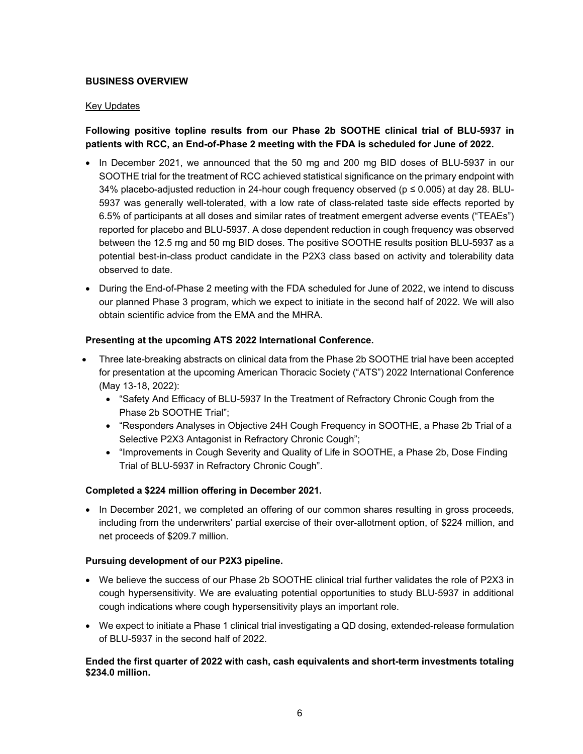## BUSINESS OVERVIEW

Key Updates

**Following positive topline results from our Phase 2b SOOTHE clinical trial of BLU-5937 in patients with RCC, an End-of-Phase 2 meeting with the FDA is scheduled for June of 2022.**

- In December 2021, we announced that the 50 mg and 200 mg BID doses of BLU-5937 in our SOOTHE trial for the treatment of RCC achieved statistical significance on the primary endpoint with 34% placebo-adjusted reduction in 24-hour cough frequency observed ($p \leq 0.005$) at day 28. BLU-5937 was generally well-tolerated, with a low rate of class-related taste side effects reported by 6.5% of participants at all doses and similar rates of treatment emergent adverse events ("TEAEs") reported for placebo and BLU-5937. A dose dependent reduction in cough frequency was observed between the 12.5 mg and 50 mg BID doses. The positive SOOTHE results position BLU-5937 as a potential best-in-class product candidate in the P2X3 class based on activity and tolerability data observed to date.
- During the End-of-Phase 2 meeting with the FDA scheduled for June of 2022, we intend to discuss our planned Phase 3 program, which we expect to initiate in the second half of 2022. We will also obtain scientific advice from the EMA and the MHRA.

**Presenting at the upcoming ATS 2022 International Conference.**

- Three late-breaking abstracts on clinical data from the Phase 2b SOOTHE trial have been accepted for presentation at the upcoming American Thoracic Society ("ATS") 2022 International Conference (May 13-18, 2022):
  - "Safety And Efficacy of BLU-5937 In the Treatment of Refractory Chronic Cough from the Phase 2b SOOTHE Trial";
  - "Responders Analyses in Objective 24H Cough Frequency in SOOTHE, a Phase 2b Trial of a Selective P2X3 Antagonist in Refractory Chronic Cough";
  - "Improvements in Cough Severity and Quality of Life in SOOTHE, a Phase 2b, Dose Finding Trial of BLU-5937 in Refractory Chronic Cough".

**Completed a $224 million offering in December 2021.**

- In December 2021, we completed an offering of our common shares resulting in gross proceeds, including from the underwriters' partial exercise of their over-allotment option, of $224 million, and net proceeds of $209.7 million.

**Pursuing development of our P2X3 pipeline.**

- We believe the success of our Phase 2b SOOTHE clinical trial further validates the role of P2X3 in cough hypersensitivity. We are evaluating potential opportunities to study BLU-5937 in additional cough indications where cough hypersensitivity plays an important role.
- We expect to initiate a Phase 1 clinical trial investigating a QD dosing, extended-release formulation of BLU-5937 in the second half of 2022.

**Ended the first quarter of 2022 with cash, cash equivalents and short-term investments totaling $234.0 million.**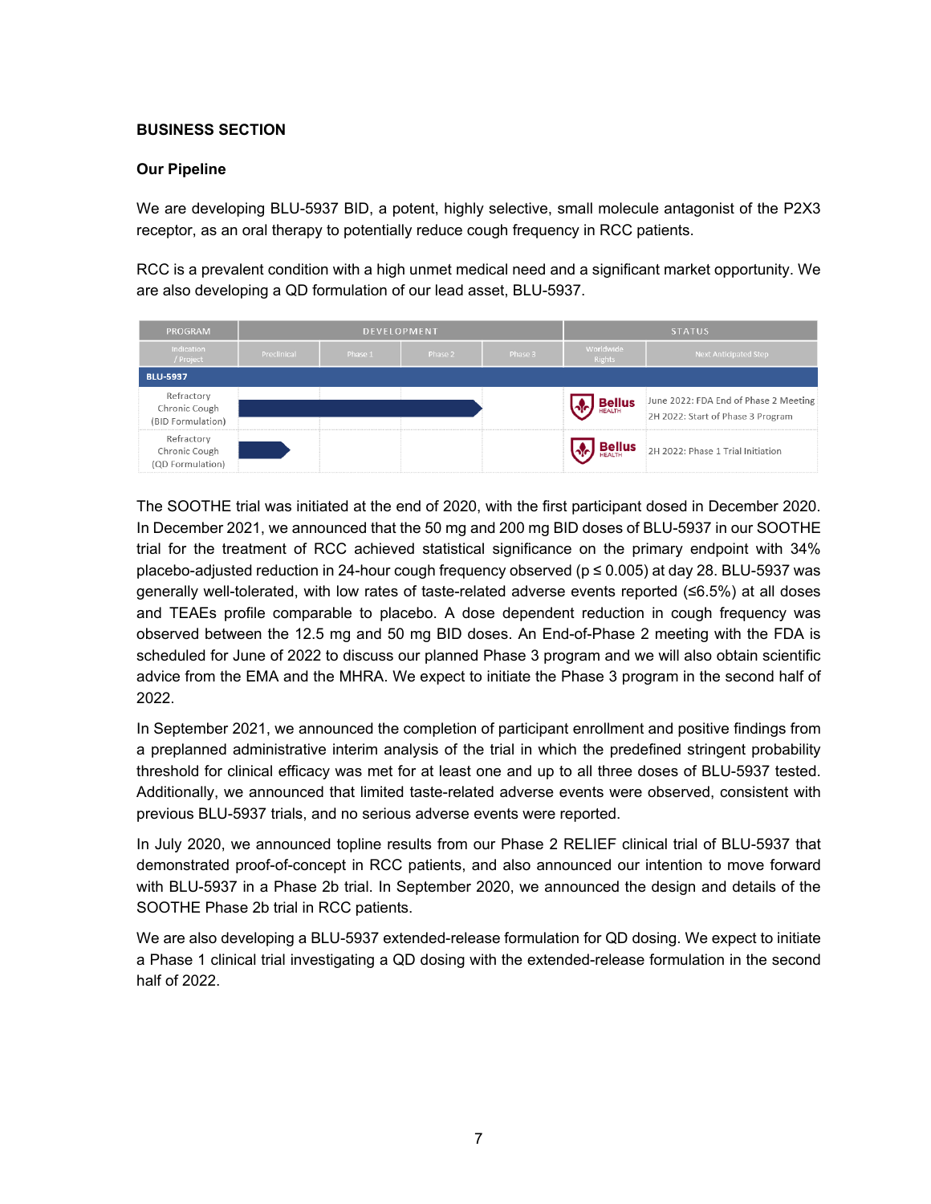**BUSINESS SECTION**

**Our Pipeline**

We are developing BLU-5937 BID, a potent, highly selective, small molecule antagonist of the P2X3 receptor, as an oral therapy to potentially reduce cough frequency in RCC patients.

RCC is a prevalent condition with a high unmet medical need and a significant market opportunity. We are also developing a QD formulation of our lead asset, BLU-5937.

| PROGRAM | DEVELOPMENT | | | | STATUS | |
|---|---|---|---|---|---|---|
| Indication / Project | Preclinical | Phase 1 | Phase 2 | Phase 3 | Worldwide Rights | Next Anticipated Step |
| **BLU-5937** | | | | | | |
| Refractory Chronic Cough (BID Formulation) | | | | | Bellus HEALTH | June 2022: FDA End of Phase 2 Meeting<br>2H 2022: Start of Phase 3 Program |
| Refractory Chronic Cough (QD Formulation) | | | | | Bellus HEALTH | 2H 2022: Phase 1 Trial Initiation |

The SOOTHE trial was initiated at the end of 2020, with the first participant dosed in December 2020. In December 2021, we announced that the 50 mg and 200 mg BID doses of BLU-5937 in our SOOTHE trial for the treatment of RCC achieved statistical significance on the primary endpoint with 34% placebo-adjusted reduction in 24-hour cough frequency observed ($p \leq 0.005$) at day 28. BLU-5937 was generally well-tolerated, with low rates of taste-related adverse events reported (≤6.5%) at all doses and TEAEs profile comparable to placebo. A dose dependent reduction in cough frequency was observed between the 12.5 mg and 50 mg BID doses. An End-of-Phase 2 meeting with the FDA is scheduled for June of 2022 to discuss our planned Phase 3 program and we will also obtain scientific advice from the EMA and the MHRA. We expect to initiate the Phase 3 program in the second half of 2022.

In September 2021, we announced the completion of participant enrollment and positive findings from a preplanned administrative interim analysis of the trial in which the predefined stringent probability threshold for clinical efficacy was met for at least one and up to all three doses of BLU-5937 tested. Additionally, we announced that limited taste-related adverse events were observed, consistent with previous BLU-5937 trials, and no serious adverse events were reported.

In July 2020, we announced topline results from our Phase 2 RELIEF clinical trial of BLU-5937 that demonstrated proof-of-concept in RCC patients, and also announced our intention to move forward with BLU-5937 in a Phase 2b trial. In September 2020, we announced the design and details of the SOOTHE Phase 2b trial in RCC patients.

We are also developing a BLU-5937 extended-release formulation for QD dosing. We expect to initiate a Phase 1 clinical trial investigating a QD dosing with the extended-release formulation in the second half of 2022.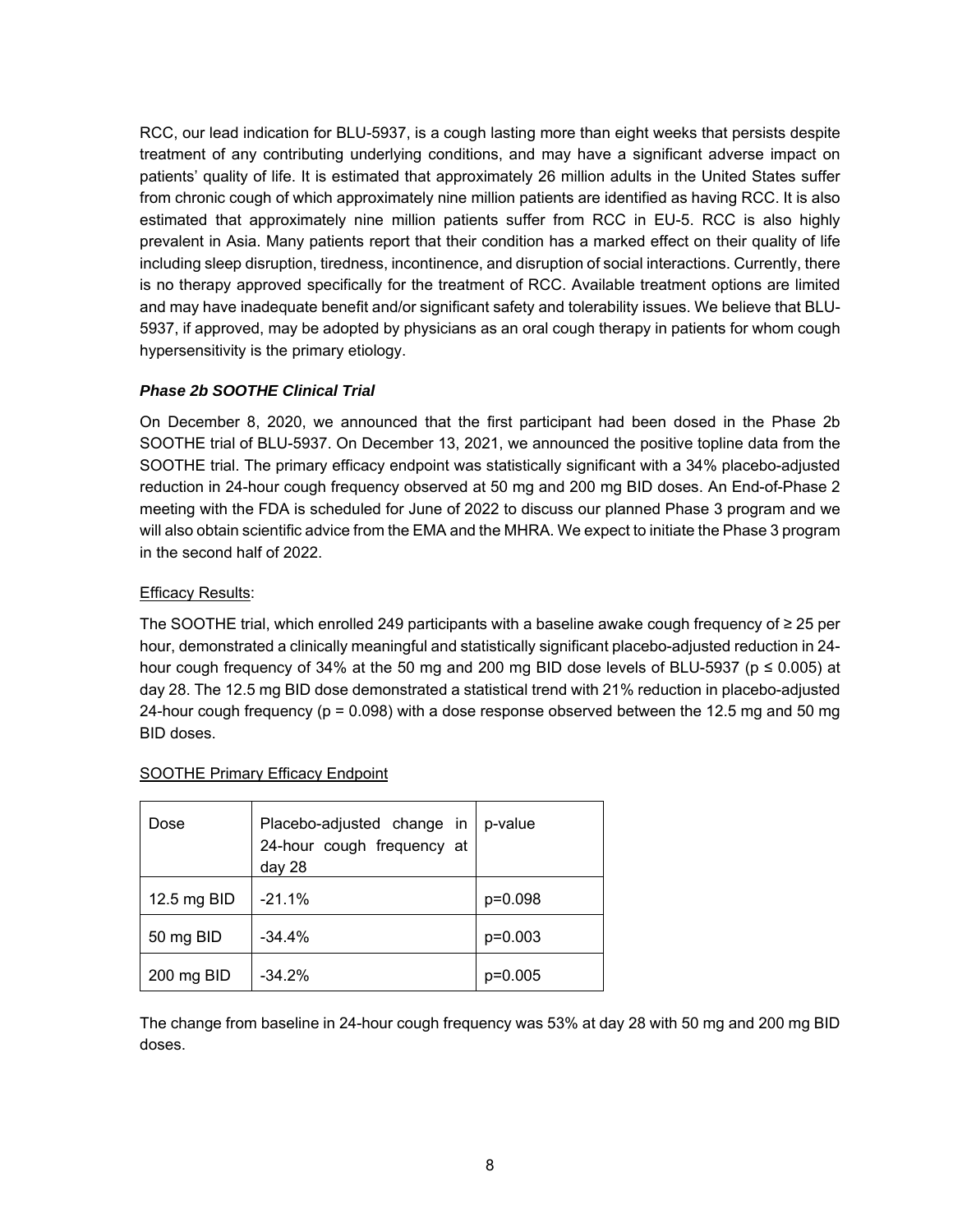RCC, our lead indication for BLU-5937, is a cough lasting more than eight weeks that persists despite treatment of any contributing underlying conditions, and may have a significant adverse impact on patients' quality of life. It is estimated that approximately 26 million adults in the United States suffer from chronic cough of which approximately nine million patients are identified as having RCC. It is also estimated that approximately nine million patients suffer from RCC in EU-5. RCC is also highly prevalent in Asia. Many patients report that their condition has a marked effect on their quality of life including sleep disruption, tiredness, incontinence, and disruption of social interactions. Currently, there is no therapy approved specifically for the treatment of RCC. Available treatment options are limited and may have inadequate benefit and/or significant safety and tolerability issues. We believe that BLU-5937, if approved, may be adopted by physicians as an oral cough therapy in patients for whom cough hypersensitivity is the primary etiology.

### *Phase 2b SOOTHE Clinical Trial*

On December 8, 2020, we announced that the first participant had been dosed in the Phase 2b SOOTHE trial of BLU-5937. On December 13, 2021, we announced the positive topline data from the SOOTHE trial. The primary efficacy endpoint was statistically significant with a 34% placebo-adjusted reduction in 24-hour cough frequency observed at 50 mg and 200 mg BID doses. An End-of-Phase 2 meeting with the FDA is scheduled for June of 2022 to discuss our planned Phase 3 program and we will also obtain scientific advice from the EMA and the MHRA. We expect to initiate the Phase 3 program in the second half of 2022.

Efficacy Results:

The SOOTHE trial, which enrolled 249 participants with a baseline awake cough frequency of ≥ 25 per hour, demonstrated a clinically meaningful and statistically significant placebo-adjusted reduction in 24-hour cough frequency of 34% at the 50 mg and 200 mg BID dose levels of BLU-5937 ($p \leq 0.005$) at day 28. The 12.5 mg BID dose demonstrated a statistical trend with 21% reduction in placebo-adjusted 24-hour cough frequency ($p = 0.098$) with a dose response observed between the 12.5 mg and 50 mg BID doses.

SOOTHE Primary Efficacy Endpoint

| Dose | Placebo-adjusted change in 24-hour cough frequency at day 28 | p-value |
|---|---|---|
| 12.5 mg BID | -21.1% | p=0.098 |
| 50 mg BID | -34.4% | p=0.003 |
| 200 mg BID | -34.2% | p=0.005 |

The change from baseline in 24-hour cough frequency was 53% at day 28 with 50 mg and 200 mg BID doses.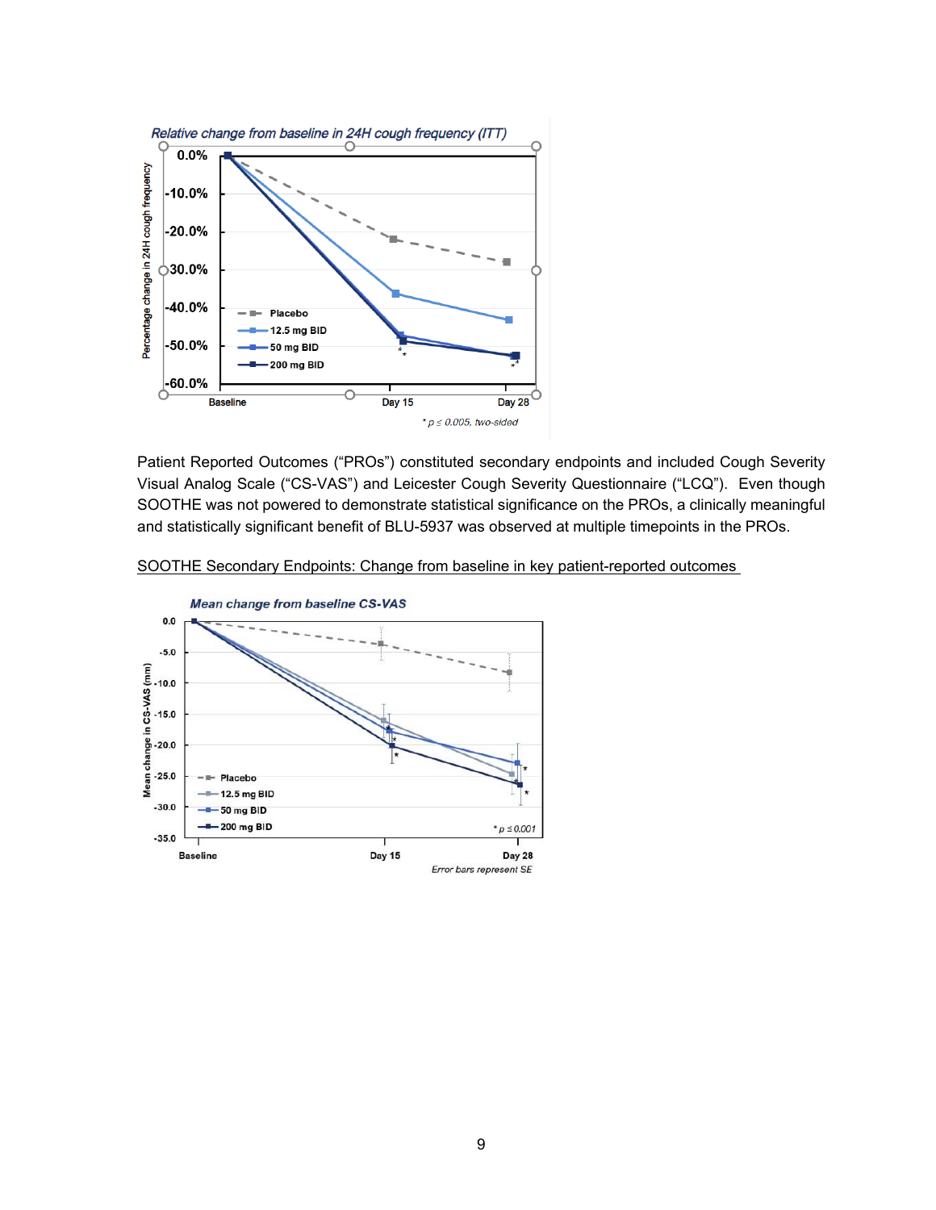Patient Reported Outcomes ("PROs") constituted secondary endpoints and included Cough Severity Visual Analog Scale ("CS-VAS") and Leicester Cough Severity Questionnaire ("LCQ"). Even though SOOTHE was not powered to demonstrate statistical significance on the PROs, a clinically meaningful and statistically significant benefit of BLU-5937 was observed at multiple timepoints in the PROs.

SOOTHE Secondary Endpoints: Change from baseline in key patient-reported outcomes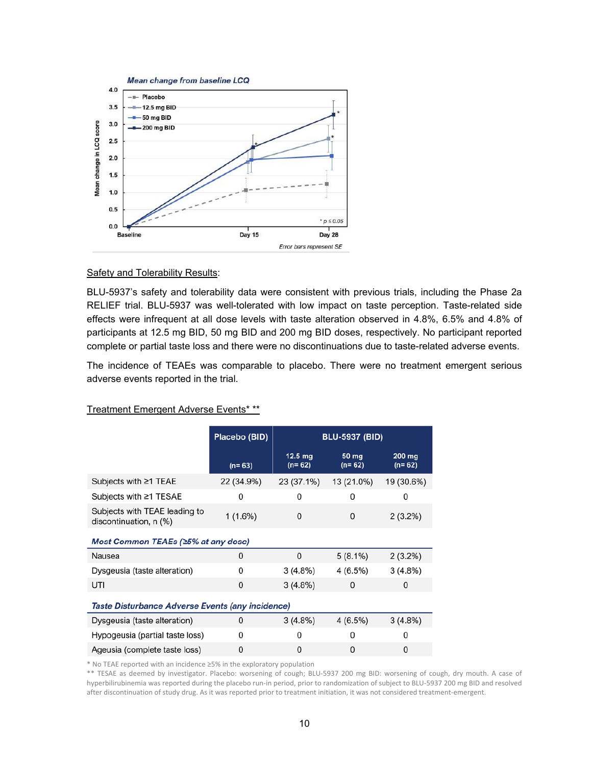**Mean change from baseline LCQ**

Mean change in LCQ score

- Placebo
- 12.5 mg BID
- 50 mg BID
- 200 mg BID

Baseline | Day 15 | Day 28

* p ≤ 0.05

Error bars represent SE

Safety and Tolerability Results:

BLU-5937's safety and tolerability data were consistent with previous trials, including the Phase 2a RELIEF trial. BLU-5937 was well-tolerated with low impact on taste perception. Taste-related side effects were infrequent at all dose levels with taste alteration observed in 4.8%, 6.5% and 4.8% of participants at 12.5 mg BID, 50 mg BID and 200 mg BID doses, respectively. No participant reported complete or partial taste loss and there were no discontinuations due to taste-related adverse events.

The incidence of TEAEs was comparable to placebo. There were no treatment emergent serious adverse events reported in the trial.

Treatment Emergent Adverse Events* **

| | Placebo (BID) | BLU-5937 (BID) | | |
|---|---|---|---|---|
| | (n= 63) | 12.5 mg (n= 62) | 50 mg (n= 62) | 200 mg (n= 62) |
| Subjects with ≥1 TEAE | 22 (34.9%) | 23 (37.1%) | 13 (21.0%) | 19 (30.6%) |
| Subjects with ≥1 TESAE | 0 | 0 | 0 | 0 |
| Subjects with TEAE leading to discontinuation, n (%) | 1 (1.6%) | 0 | 0 | 2 (3.2%) |
| ***Most Common TEAEs (≥5% at any dose)*** | | | | |
| Nausea | 0 | 0 | 5 (8.1%) | 2 (3.2%) |
| Dysgeusia (taste alteration) | 0 | 3 (4.8%) | 4 (6.5%) | 3 (4.8%) |
| UTI | 0 | 3 (4.8%) | 0 | 0 |
| ***Taste Disturbance Adverse Events (any incidence)*** | | | | |
| Dysgeusia (taste alteration) | 0 | 3 (4.8%) | 4 (6.5%) | 3 (4.8%) |
| Hypogeusia (partial taste loss) | 0 | 0 | 0 | 0 |
| Ageusia (complete taste loss) | 0 | 0 | 0 | 0 |

\* No TEAE reported with an incidence ≥5% in the exploratory population

** TESAE as deemed by investigator. Placebo: worsening of cough; BLU-5937 200 mg BID: worsening of cough, dry mouth. A case of hyperbilirubinemia was reported during the placebo run-in period, prior to randomization of subject to BLU-5937 200 mg BID and resolved after discontinuation of study drug. As it was reported prior to treatment initiation, it was not considered treatment-emergent.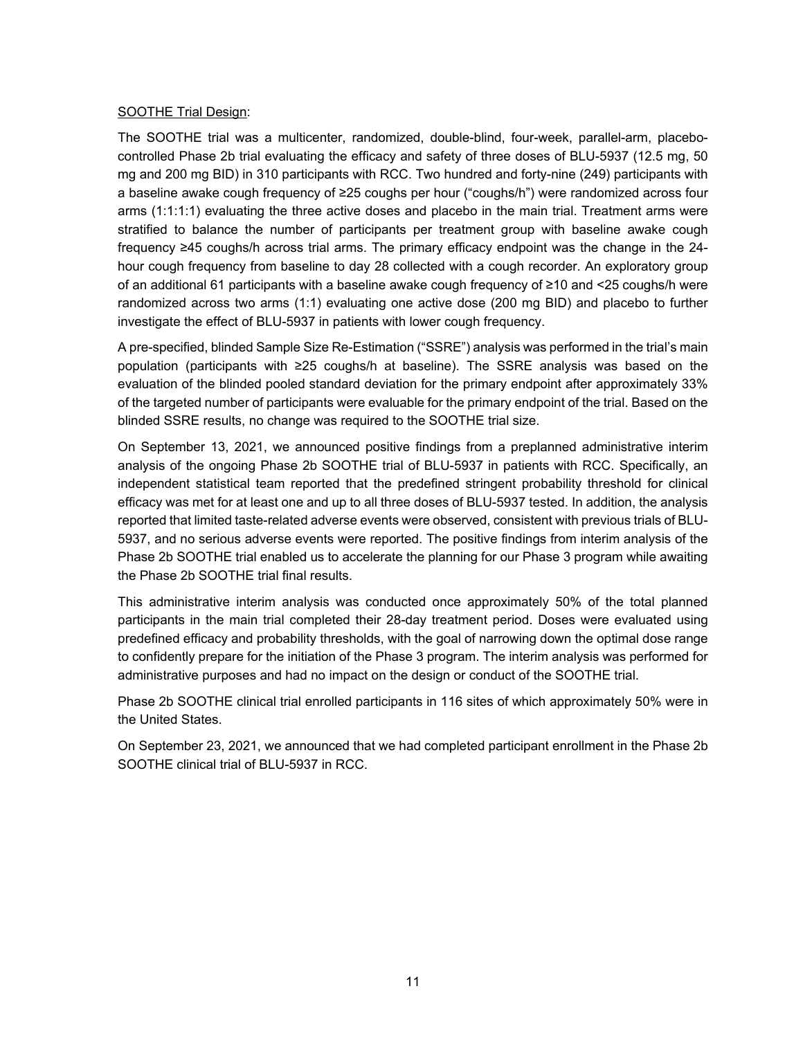<u>SOOTHE Trial Design</u>:

The SOOTHE trial was a multicenter, randomized, double-blind, four-week, parallel-arm, placebo-controlled Phase 2b trial evaluating the efficacy and safety of three doses of BLU-5937 (12.5 mg, 50 mg and 200 mg BID) in 310 participants with RCC. Two hundred and forty-nine (249) participants with a baseline awake cough frequency of ≥25 coughs per hour ("coughs/h") were randomized across four arms (1:1:1:1) evaluating the three active doses and placebo in the main trial. Treatment arms were stratified to balance the number of participants per treatment group with baseline awake cough frequency ≥45 coughs/h across trial arms. The primary efficacy endpoint was the change in the 24-hour cough frequency from baseline to day 28 collected with a cough recorder. An exploratory group of an additional 61 participants with a baseline awake cough frequency of ≥10 and <25 coughs/h were randomized across two arms (1:1) evaluating one active dose (200 mg BID) and placebo to further investigate the effect of BLU-5937 in patients with lower cough frequency.

A pre-specified, blinded Sample Size Re-Estimation ("SSRE") analysis was performed in the trial's main population (participants with ≥25 coughs/h at baseline). The SSRE analysis was based on the evaluation of the blinded pooled standard deviation for the primary endpoint after approximately 33% of the targeted number of participants were evaluable for the primary endpoint of the trial. Based on the blinded SSRE results, no change was required to the SOOTHE trial size.

On September 13, 2021, we announced positive findings from a preplanned administrative interim analysis of the ongoing Phase 2b SOOTHE trial of BLU-5937 in patients with RCC. Specifically, an independent statistical team reported that the predefined stringent probability threshold for clinical efficacy was met for at least one and up to all three doses of BLU-5937 tested. In addition, the analysis reported that limited taste-related adverse events were observed, consistent with previous trials of BLU-5937, and no serious adverse events were reported. The positive findings from interim analysis of the Phase 2b SOOTHE trial enabled us to accelerate the planning for our Phase 3 program while awaiting the Phase 2b SOOTHE trial final results.

This administrative interim analysis was conducted once approximately 50% of the total planned participants in the main trial completed their 28-day treatment period. Doses were evaluated using predefined efficacy and probability thresholds, with the goal of narrowing down the optimal dose range to confidently prepare for the initiation of the Phase 3 program. The interim analysis was performed for administrative purposes and had no impact on the design or conduct of the SOOTHE trial.

Phase 2b SOOTHE clinical trial enrolled participants in 116 sites of which approximately 50% were in the United States.

On September 23, 2021, we announced that we had completed participant enrollment in the Phase 2b SOOTHE clinical trial of BLU-5937 in RCC.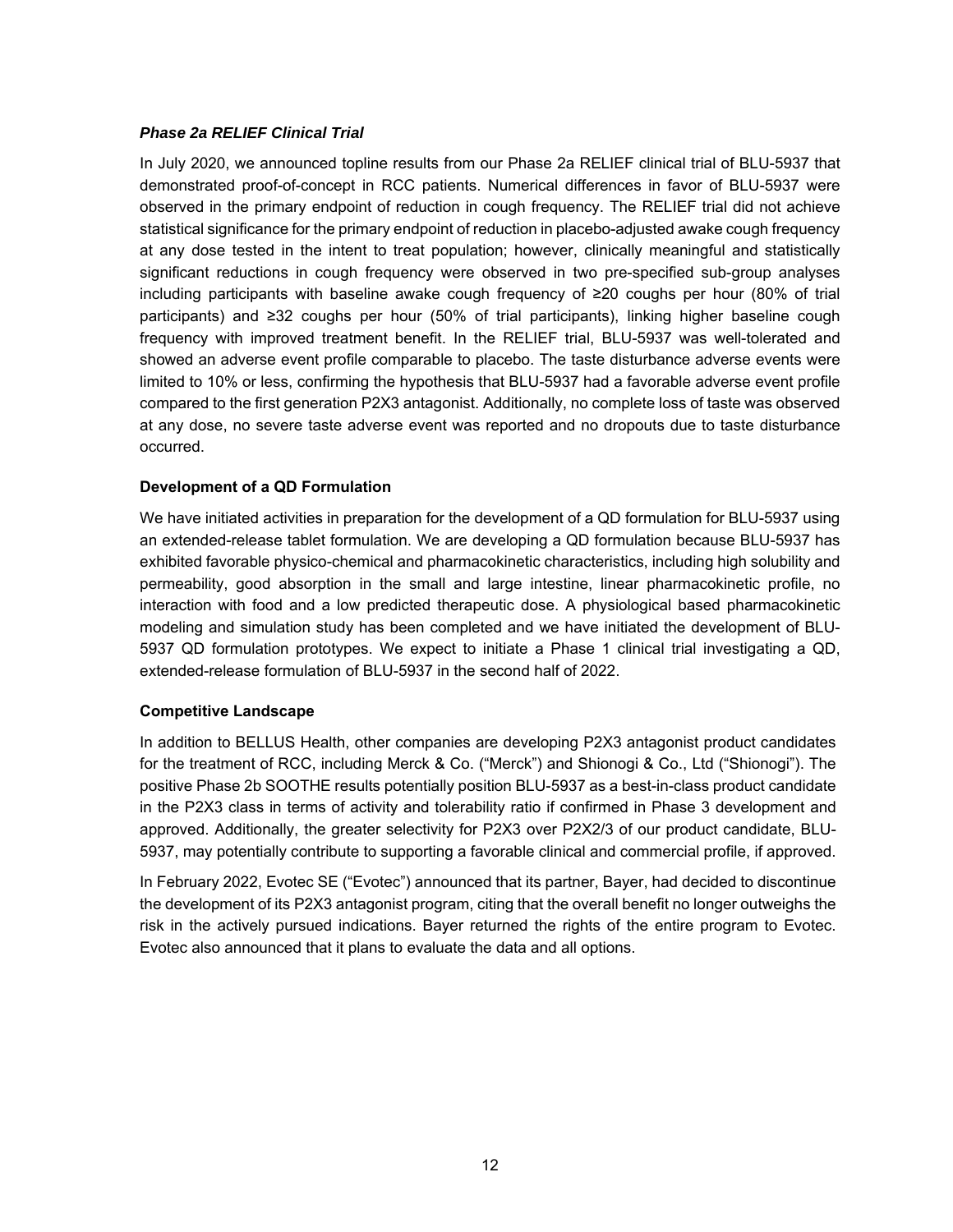### *Phase 2a RELIEF Clinical Trial*

In July 2020, we announced topline results from our Phase 2a RELIEF clinical trial of BLU-5937 that demonstrated proof-of-concept in RCC patients. Numerical differences in favor of BLU-5937 were observed in the primary endpoint of reduction in cough frequency. The RELIEF trial did not achieve statistical significance for the primary endpoint of reduction in placebo-adjusted awake cough frequency at any dose tested in the intent to treat population; however, clinically meaningful and statistically significant reductions in cough frequency were observed in two pre-specified sub-group analyses including participants with baseline awake cough frequency of ≥20 coughs per hour (80% of trial participants) and ≥32 coughs per hour (50% of trial participants), linking higher baseline cough frequency with improved treatment benefit. In the RELIEF trial, BLU-5937 was well-tolerated and showed an adverse event profile comparable to placebo. The taste disturbance adverse events were limited to 10% or less, confirming the hypothesis that BLU-5937 had a favorable adverse event profile compared to the first generation P2X3 antagonist. Additionally, no complete loss of taste was observed at any dose, no severe taste adverse event was reported and no dropouts due to taste disturbance occurred.

### Development of a QD Formulation

We have initiated activities in preparation for the development of a QD formulation for BLU-5937 using an extended-release tablet formulation. We are developing a QD formulation because BLU-5937 has exhibited favorable physico-chemical and pharmacokinetic characteristics, including high solubility and permeability, good absorption in the small and large intestine, linear pharmacokinetic profile, no interaction with food and a low predicted therapeutic dose. A physiological based pharmacokinetic modeling and simulation study has been completed and we have initiated the development of BLU-5937 QD formulation prototypes. We expect to initiate a Phase 1 clinical trial investigating a QD, extended-release formulation of BLU-5937 in the second half of 2022.

### Competitive Landscape

In addition to BELLUS Health, other companies are developing P2X3 antagonist product candidates for the treatment of RCC, including Merck & Co. ("Merck") and Shionogi & Co., Ltd ("Shionogi"). The positive Phase 2b SOOTHE results potentially position BLU-5937 as a best-in-class product candidate in the P2X3 class in terms of activity and tolerability ratio if confirmed in Phase 3 development and approved. Additionally, the greater selectivity for P2X3 over P2X2/3 of our product candidate, BLU-5937, may potentially contribute to supporting a favorable clinical and commercial profile, if approved.

In February 2022, Evotec SE ("Evotec") announced that its partner, Bayer, had decided to discontinue the development of its P2X3 antagonist program, citing that the overall benefit no longer outweighs the risk in the actively pursued indications. Bayer returned the rights of the entire program to Evotec. Evotec also announced that it plans to evaluate the data and all options.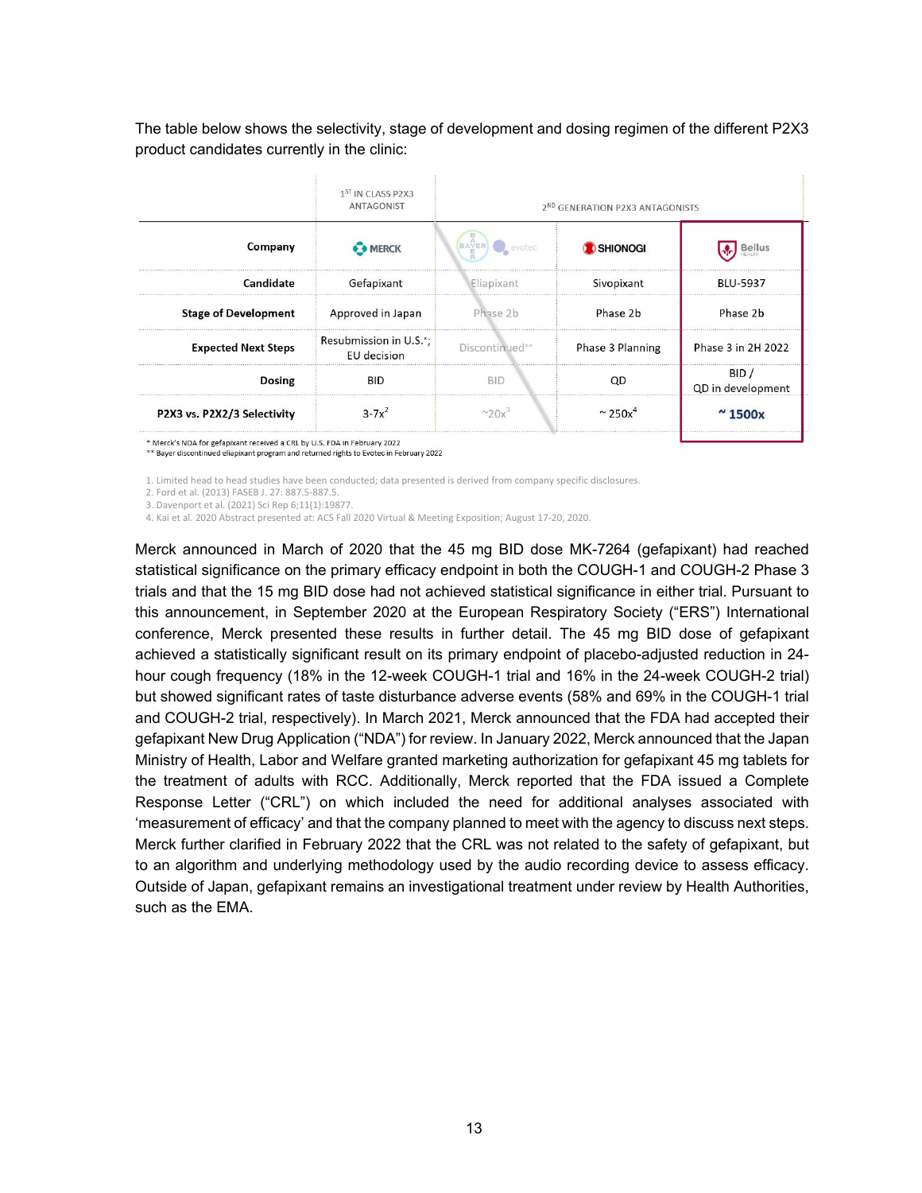The table below shows the selectivity, stage of development and dosing regimen of the different P2X3 product candidates currently in the clinic:

| | 1ST IN CLASS P2X3 ANTAGONIST | 2ND GENERATION P2X3 ANTAGONISTS | | |
|---|---|---|---|---|
| **Company** | MERCK | BAYER / evotec | SHIONOGI | Bellus HEALTH |
| **Candidate** | Gefapixant | Eliapixant | Sivopixant | BLU-5937 |
| **Stage of Development** | Approved in Japan | Phase 2b | Phase 2b | Phase 2b |
| **Expected Next Steps** | Resubmission in U.S.*; EU decision | Discontinued** | Phase 3 Planning | Phase 3 in 2H 2022 |
| **Dosing** | BID | BID | QD | BID / QD in development |
| **P2X3 vs. P2X2/3 Selectivity** | 3-7x[2] | ~20x[3] | ~ 250x[4] | **~ 1500x** |

\* Merck's NDA for gefapixant received a CRL by U.S. FDA in February 2022
\** Bayer discontinued eliapixant program and returned rights to Evotec in February 2022

1. Limited head to head studies have been conducted; data presented is derived from company specific disclosures.
2. Ford et al. (2013) FASEB J. 27: 887.5-887.5.
3. Davenport et al. (2021) Sci Rep 6;11(1):19877.
4. Kai et al. 2020 Abstract presented at: ACS Fall 2020 Virtual & Meeting Exposition; August 17-20, 2020.

Merck announced in March of 2020 that the 45 mg BID dose MK-7264 (gefapixant) had reached statistical significance on the primary efficacy endpoint in both the COUGH-1 and COUGH-2 Phase 3 trials and that the 15 mg BID dose had not achieved statistical significance in either trial. Pursuant to this announcement, in September 2020 at the European Respiratory Society ("ERS") International conference, Merck presented these results in further detail. The 45 mg BID dose of gefapixant achieved a statistically significant result on its primary endpoint of placebo-adjusted reduction in 24-hour cough frequency (18% in the 12-week COUGH-1 trial and 16% in the 24-week COUGH-2 trial) but showed significant rates of taste disturbance adverse events (58% and 69% in the COUGH-1 trial and COUGH-2 trial, respectively). In March 2021, Merck announced that the FDA had accepted their gefapixant New Drug Application ("NDA") for review. In January 2022, Merck announced that the Japan Ministry of Health, Labor and Welfare granted marketing authorization for gefapixant 45 mg tablets for the treatment of adults with RCC. Additionally, Merck reported that the FDA issued a Complete Response Letter ("CRL") on which included the need for additional analyses associated with 'measurement of efficacy' and that the company planned to meet with the agency to discuss next steps. Merck further clarified in February 2022 that the CRL was not related to the safety of gefapixant, but to an algorithm and underlying methodology used by the audio recording device to assess efficacy. Outside of Japan, gefapixant remains an investigational treatment under review by Health Authorities, such as the EMA.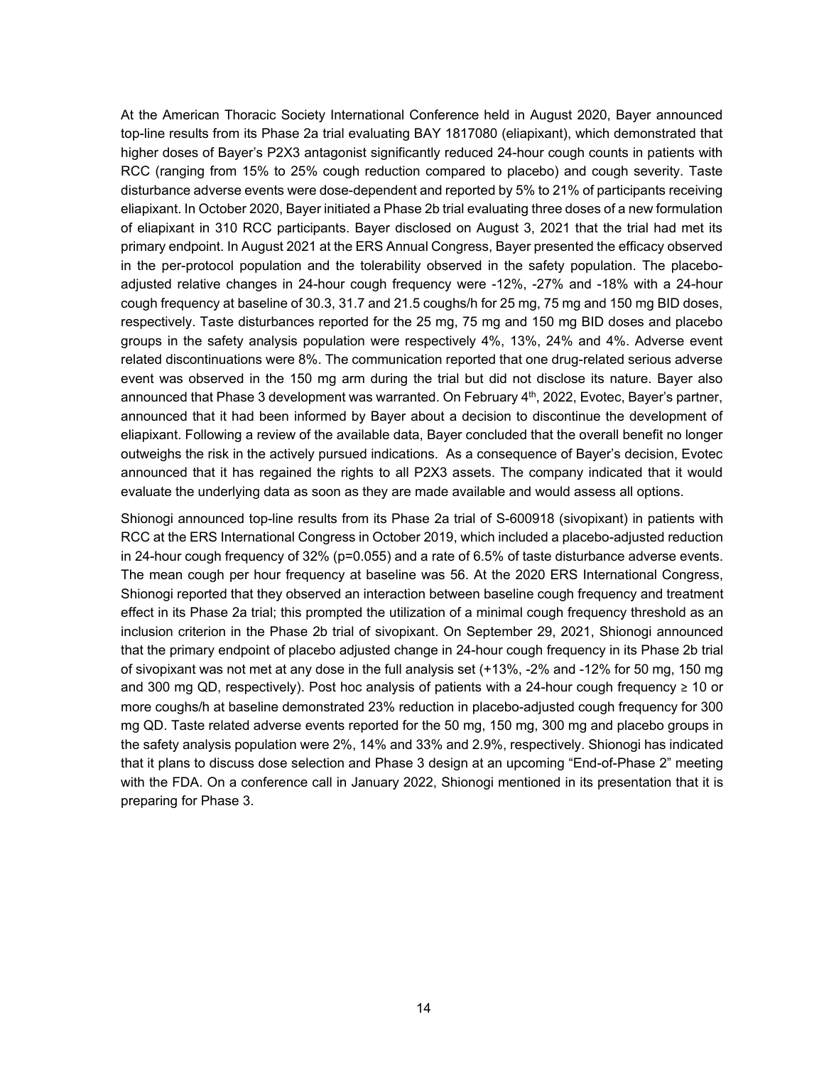At the American Thoracic Society International Conference held in August 2020, Bayer announced top-line results from its Phase 2a trial evaluating BAY 1817080 (eliapixant), which demonstrated that higher doses of Bayer's P2X3 antagonist significantly reduced 24-hour cough counts in patients with RCC (ranging from 15% to 25% cough reduction compared to placebo) and cough severity. Taste disturbance adverse events were dose-dependent and reported by 5% to 21% of participants receiving eliapixant. In October 2020, Bayer initiated a Phase 2b trial evaluating three doses of a new formulation of eliapixant in 310 RCC participants. Bayer disclosed on August 3, 2021 that the trial had met its primary endpoint. In August 2021 at the ERS Annual Congress, Bayer presented the efficacy observed in the per-protocol population and the tolerability observed in the safety population. The placebo-adjusted relative changes in 24-hour cough frequency were -12%, -27% and -18% with a 24-hour cough frequency at baseline of 30.3, 31.7 and 21.5 coughs/h for 25 mg, 75 mg and 150 mg BID doses, respectively. Taste disturbances reported for the 25 mg, 75 mg and 150 mg BID doses and placebo groups in the safety analysis population were respectively 4%, 13%, 24% and 4%. Adverse event related discontinuations were 8%. The communication reported that one drug-related serious adverse event was observed in the 150 mg arm during the trial but did not disclose its nature. Bayer also announced that Phase 3 development was warranted. On February 4th, 2022, Evotec, Bayer's partner, announced that it had been informed by Bayer about a decision to discontinue the development of eliapixant. Following a review of the available data, Bayer concluded that the overall benefit no longer outweighs the risk in the actively pursued indications. As a consequence of Bayer's decision, Evotec announced that it has regained the rights to all P2X3 assets. The company indicated that it would evaluate the underlying data as soon as they are made available and would assess all options.

Shionogi announced top-line results from its Phase 2a trial of S-600918 (sivopixant) in patients with RCC at the ERS International Congress in October 2019, which included a placebo-adjusted reduction in 24-hour cough frequency of 32% ($p=0.055$) and a rate of 6.5% of taste disturbance adverse events. The mean cough per hour frequency at baseline was 56. At the 2020 ERS International Congress, Shionogi reported that they observed an interaction between baseline cough frequency and treatment effect in its Phase 2a trial; this prompted the utilization of a minimal cough frequency threshold as an inclusion criterion in the Phase 2b trial of sivopixant. On September 29, 2021, Shionogi announced that the primary endpoint of placebo adjusted change in 24-hour cough frequency in its Phase 2b trial of sivopixant was not met at any dose in the full analysis set (+13%, -2% and -12% for 50 mg, 150 mg and 300 mg QD, respectively). Post hoc analysis of patients with a 24-hour cough frequency ≥ 10 or more coughs/h at baseline demonstrated 23% reduction in placebo-adjusted cough frequency for 300 mg QD. Taste related adverse events reported for the 50 mg, 150 mg, 300 mg and placebo groups in the safety analysis population were 2%, 14% and 33% and 2.9%, respectively. Shionogi has indicated that it plans to discuss dose selection and Phase 3 design at an upcoming "End-of-Phase 2" meeting with the FDA. On a conference call in January 2022, Shionogi mentioned in its presentation that it is preparing for Phase 3.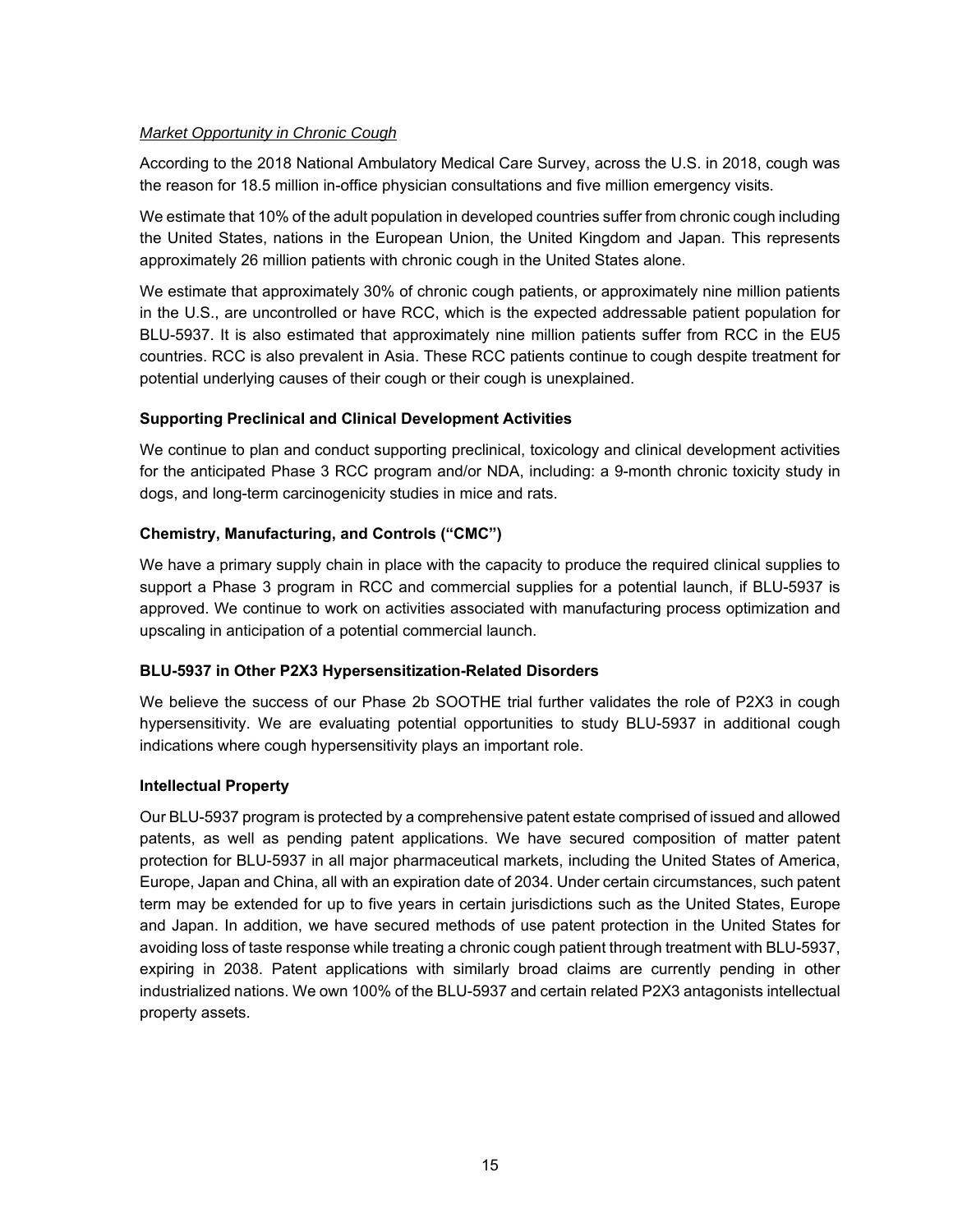*Market Opportunity in Chronic Cough*

According to the 2018 National Ambulatory Medical Care Survey, across the U.S. in 2018, cough was the reason for 18.5 million in-office physician consultations and five million emergency visits.

We estimate that 10% of the adult population in developed countries suffer from chronic cough including the United States, nations in the European Union, the United Kingdom and Japan. This represents approximately 26 million patients with chronic cough in the United States alone.

We estimate that approximately 30% of chronic cough patients, or approximately nine million patients in the U.S., are uncontrolled or have RCC, which is the expected addressable patient population for BLU-5937. It is also estimated that approximately nine million patients suffer from RCC in the EU5 countries. RCC is also prevalent in Asia. These RCC patients continue to cough despite treatment for potential underlying causes of their cough or their cough is unexplained.

**Supporting Preclinical and Clinical Development Activities**

We continue to plan and conduct supporting preclinical, toxicology and clinical development activities for the anticipated Phase 3 RCC program and/or NDA, including: a 9-month chronic toxicity study in dogs, and long-term carcinogenicity studies in mice and rats.

**Chemistry, Manufacturing, and Controls ("CMC")**

We have a primary supply chain in place with the capacity to produce the required clinical supplies to support a Phase 3 program in RCC and commercial supplies for a potential launch, if BLU-5937 is approved. We continue to work on activities associated with manufacturing process optimization and upscaling in anticipation of a potential commercial launch.

**BLU-5937 in Other P2X3 Hypersensitization-Related Disorders**

We believe the success of our Phase 2b SOOTHE trial further validates the role of P2X3 in cough hypersensitivity. We are evaluating potential opportunities to study BLU-5937 in additional cough indications where cough hypersensitivity plays an important role.

**Intellectual Property**

Our BLU-5937 program is protected by a comprehensive patent estate comprised of issued and allowed patents, as well as pending patent applications. We have secured composition of matter patent protection for BLU-5937 in all major pharmaceutical markets, including the United States of America, Europe, Japan and China, all with an expiration date of 2034. Under certain circumstances, such patent term may be extended for up to five years in certain jurisdictions such as the United States, Europe and Japan. In addition, we have secured methods of use patent protection in the United States for avoiding loss of taste response while treating a chronic cough patient through treatment with BLU-5937, expiring in 2038. Patent applications with similarly broad claims are currently pending in other industrialized nations. We own 100% of the BLU-5937 and certain related P2X3 antagonists intellectual property assets.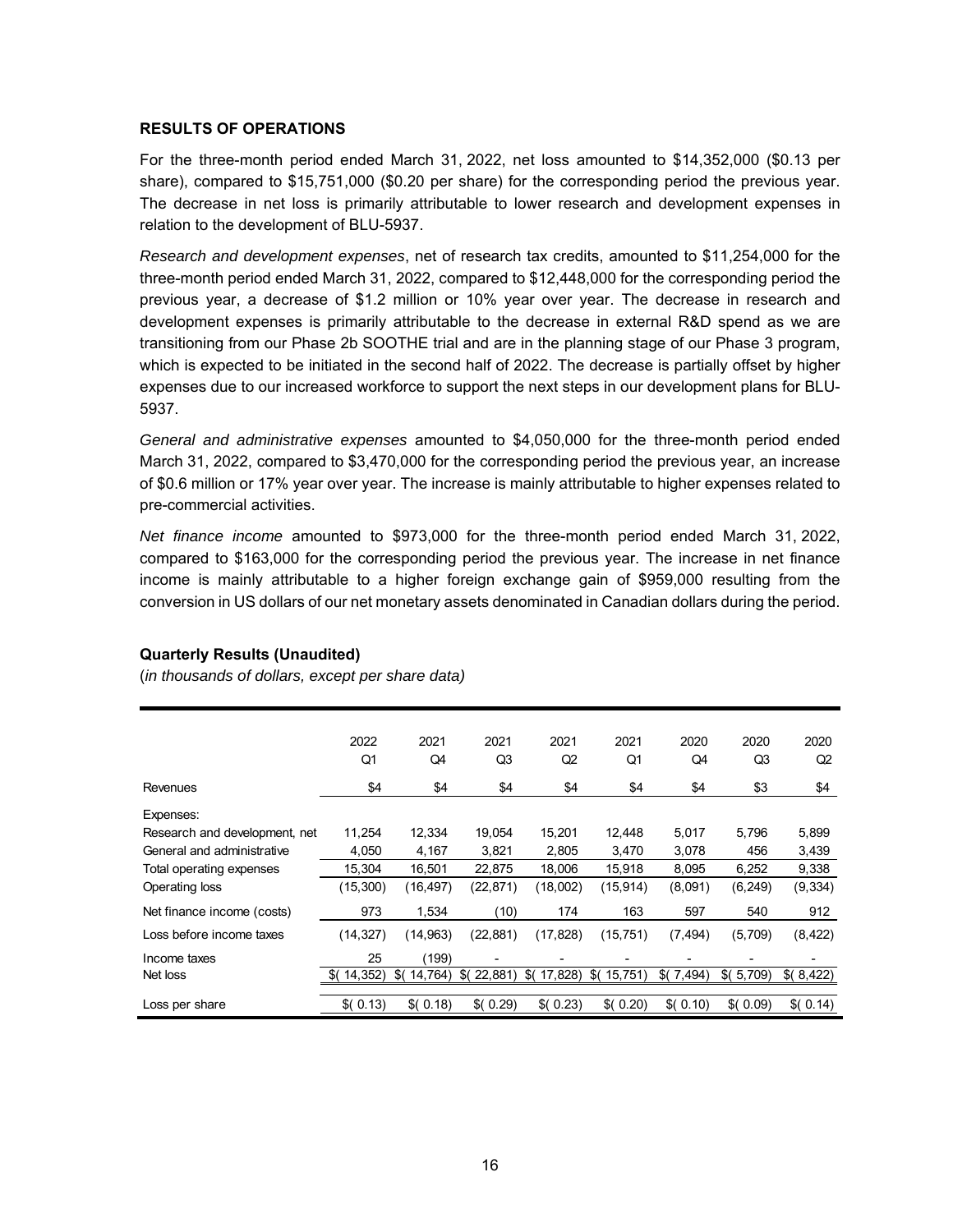## RESULTS OF OPERATIONS

For the three-month period ended March 31, 2022, net loss amounted to $14,352,000 ($0.13 per share), compared to $15,751,000 ($0.20 per share) for the corresponding period the previous year. The decrease in net loss is primarily attributable to lower research and development expenses in relation to the development of BLU-5937.

*Research and development expenses*, net of research tax credits, amounted to $11,254,000 for the three-month period ended March 31, 2022, compared to $12,448,000 for the corresponding period the previous year, a decrease of $1.2 million or 10% year over year. The decrease in research and development expenses is primarily attributable to the decrease in external R&D spend as we are transitioning from our Phase 2b SOOTHE trial and are in the planning stage of our Phase 3 program, which is expected to be initiated in the second half of 2022. The decrease is partially offset by higher expenses due to our increased workforce to support the next steps in our development plans for BLU-5937.

*General and administrative expenses* amounted to $4,050,000 for the three-month period ended March 31, 2022, compared to $3,470,000 for the corresponding period the previous year, an increase of $0.6 million or 17% year over year. The increase is mainly attributable to higher expenses related to pre-commercial activities.

*Net finance income* amounted to $973,000 for the three-month period ended March 31, 2022, compared to $163,000 for the corresponding period the previous year. The increase in net finance income is mainly attributable to a higher foreign exchange gain of $959,000 resulting from the conversion in US dollars of our net monetary assets denominated in Canadian dollars during the period.

**Quarterly Results (Unaudited)**

(*in thousands of dollars, except per share data)*

| | 2022 Q1 | 2021 Q4 | 2021 Q3 | 2021 Q2 | 2021 Q1 | 2020 Q4 | 2020 Q3 | 2020 Q2 |
|---|---|---|---|---|---|---|---|---|
| Revenues | $4 | $4 | $4 | $4 | $4 | $4 | $3 | $4 |
| Expenses: | | | | | | | | |
| Research and development, net | 11,254 | 12,334 | 19,054 | 15,201 | 12,448 | 5,017 | 5,796 | 5,899 |
| General and administrative | 4,050 | 4,167 | 3,821 | 2,805 | 3,470 | 3,078 | 456 | 3,439 |
| Total operating expenses | 15,304 | 16,501 | 22,875 | 18,006 | 15,918 | 8,095 | 6,252 | 9,338 |
| Operating loss | (15,300) | (16,497) | (22,871) | (18,002) | (15,914) | (8,091) | (6,249) | (9,334) |
| Net finance income (costs) | 973 | 1,534 | (10) | 174 | 163 | 597 | 540 | 912 |
| Loss before income taxes | (14,327) | (14,963) | (22,881) | (17,828) | (15,751) | (7,494) | (5,709) | (8,422) |
| Income taxes | 25 | (199) | - | - | - | - | - | - |
| Net loss | $( 14,352) | $( 14,764) | $( 22,881) | $( 17,828) | $( 15,751) | $( 7,494) | $( 5,709) | $( 8,422) |
| Loss per share | $( 0.13) | $( 0.18) | $( 0.29) | $( 0.23) | $( 0.20) | $( 0.10) | $( 0.09) | $( 0.14) |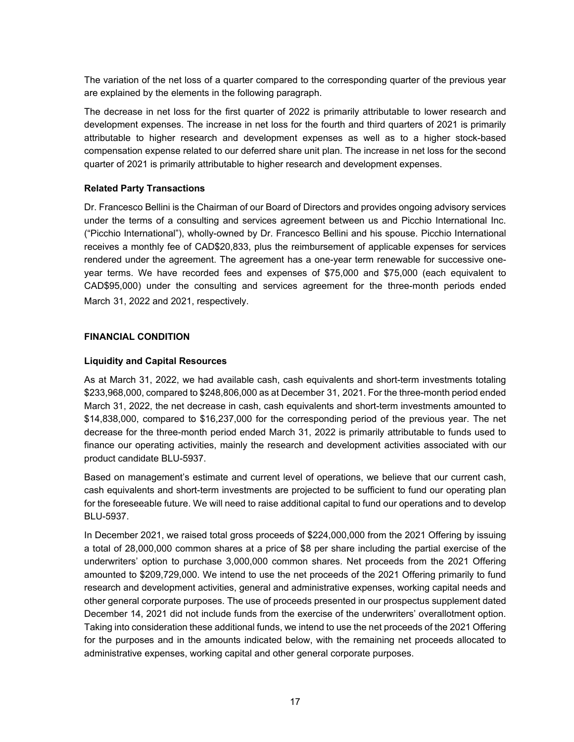The variation of the net loss of a quarter compared to the corresponding quarter of the previous year are explained by the elements in the following paragraph.

The decrease in net loss for the first quarter of 2022 is primarily attributable to lower research and development expenses. The increase in net loss for the fourth and third quarters of 2021 is primarily attributable to higher research and development expenses as well as to a higher stock-based compensation expense related to our deferred share unit plan. The increase in net loss for the second quarter of 2021 is primarily attributable to higher research and development expenses.

**Related Party Transactions**

Dr. Francesco Bellini is the Chairman of our Board of Directors and provides ongoing advisory services under the terms of a consulting and services agreement between us and Picchio International Inc. ("Picchio International"), wholly-owned by Dr. Francesco Bellini and his spouse. Picchio International receives a monthly fee of CAD$20,833, plus the reimbursement of applicable expenses for services rendered under the agreement. The agreement has a one-year term renewable for successive one-year terms. We have recorded fees and expenses of $75,000 and $75,000 (each equivalent to CAD$95,000) under the consulting and services agreement for the three-month periods ended March 31, 2022 and 2021, respectively.

**FINANCIAL CONDITION**

**Liquidity and Capital Resources**

As at March 31, 2022, we had available cash, cash equivalents and short-term investments totaling $233,968,000, compared to $248,806,000 as at December 31, 2021. For the three-month period ended March 31, 2022, the net decrease in cash, cash equivalents and short-term investments amounted to $14,838,000, compared to $16,237,000 for the corresponding period of the previous year. The net decrease for the three-month period ended March 31, 2022 is primarily attributable to funds used to finance our operating activities, mainly the research and development activities associated with our product candidate BLU-5937.

Based on management's estimate and current level of operations, we believe that our current cash, cash equivalents and short-term investments are projected to be sufficient to fund our operating plan for the foreseeable future. We will need to raise additional capital to fund our operations and to develop BLU-5937.

In December 2021, we raised total gross proceeds of $224,000,000 from the 2021 Offering by issuing a total of 28,000,000 common shares at a price of $8 per share including the partial exercise of the underwriters' option to purchase 3,000,000 common shares. Net proceeds from the 2021 Offering amounted to $209,729,000. We intend to use the net proceeds of the 2021 Offering primarily to fund research and development activities, general and administrative expenses, working capital needs and other general corporate purposes. The use of proceeds presented in our prospectus supplement dated December 14, 2021 did not include funds from the exercise of the underwriters' overallotment option. Taking into consideration these additional funds, we intend to use the net proceeds of the 2021 Offering for the purposes and in the amounts indicated below, with the remaining net proceeds allocated to administrative expenses, working capital and other general corporate purposes.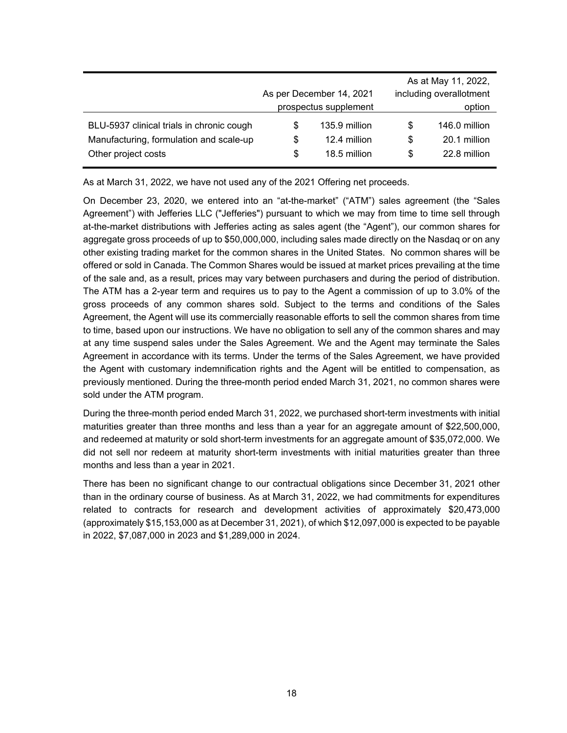| | As per December 14, 2021 prospectus supplement | As at May 11, 2022, including overallotment option |
|---|---|---|
| BLU-5937 clinical trials in chronic cough | $ 135.9 million | $ 146.0 million |
| Manufacturing, formulation and scale-up | $ 12.4 million | $ 20.1 million |
| Other project costs | $ 18.5 million | $ 22.8 million |

As at March 31, 2022, we have not used any of the 2021 Offering net proceeds.

On December 23, 2020, we entered into an "at-the-market" ("ATM") sales agreement (the "Sales Agreement") with Jefferies LLC ("Jefferies") pursuant to which we may from time to time sell through at-the-market distributions with Jefferies acting as sales agent (the "Agent"), our common shares for aggregate gross proceeds of up to $50,000,000, including sales made directly on the Nasdaq or on any other existing trading market for the common shares in the United States. No common shares will be offered or sold in Canada. The Common Shares would be issued at market prices prevailing at the time of the sale and, as a result, prices may vary between purchasers and during the period of distribution. The ATM has a 2-year term and requires us to pay to the Agent a commission of up to 3.0% of the gross proceeds of any common shares sold. Subject to the terms and conditions of the Sales Agreement, the Agent will use its commercially reasonable efforts to sell the common shares from time to time, based upon our instructions. We have no obligation to sell any of the common shares and may at any time suspend sales under the Sales Agreement. We and the Agent may terminate the Sales Agreement in accordance with its terms. Under the terms of the Sales Agreement, we have provided the Agent with customary indemnification rights and the Agent will be entitled to compensation, as previously mentioned. During the three-month period ended March 31, 2021, no common shares were sold under the ATM program.

During the three-month period ended March 31, 2022, we purchased short-term investments with initial maturities greater than three months and less than a year for an aggregate amount of $22,500,000, and redeemed at maturity or sold short-term investments for an aggregate amount of $35,072,000. We did not sell nor redeem at maturity short-term investments with initial maturities greater than three months and less than a year in 2021.

There has been no significant change to our contractual obligations since December 31, 2021 other than in the ordinary course of business. As at March 31, 2022, we had commitments for expenditures related to contracts for research and development activities of approximately $20,473,000 (approximately $15,153,000 as at December 31, 2021), of which $12,097,000 is expected to be payable in 2022, $7,087,000 in 2023 and $1,289,000 in 2024.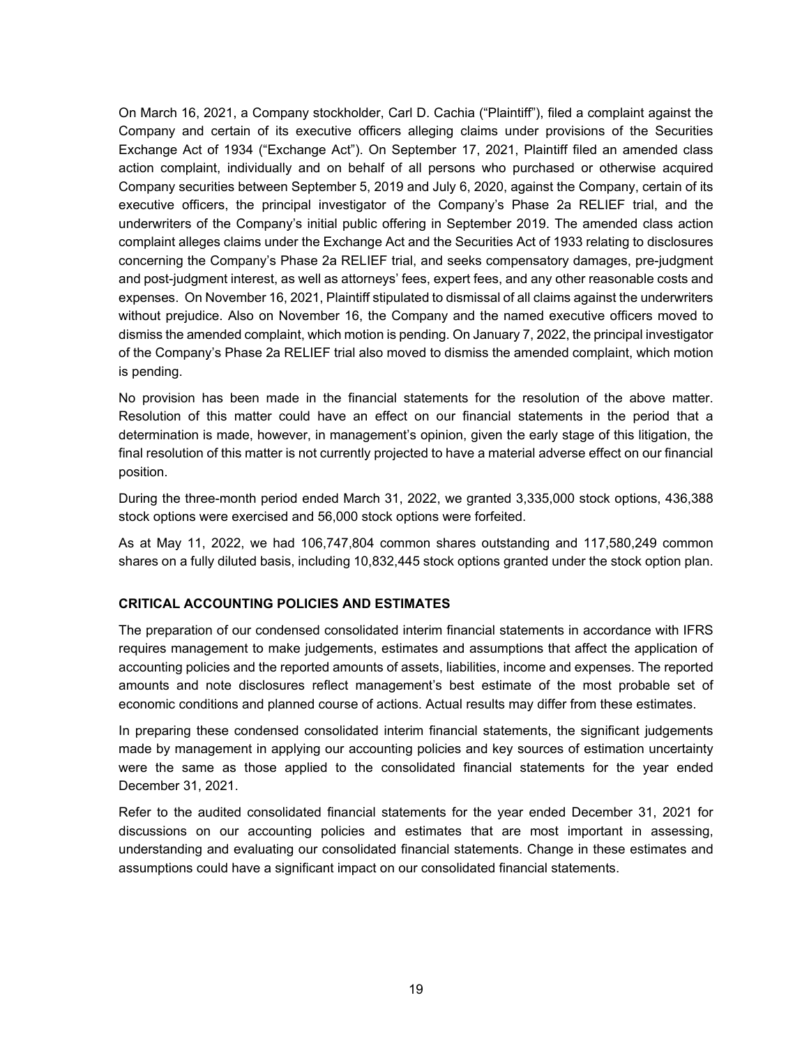On March 16, 2021, a Company stockholder, Carl D. Cachia ("Plaintiff"), filed a complaint against the Company and certain of its executive officers alleging claims under provisions of the Securities Exchange Act of 1934 ("Exchange Act"). On September 17, 2021, Plaintiff filed an amended class action complaint, individually and on behalf of all persons who purchased or otherwise acquired Company securities between September 5, 2019 and July 6, 2020, against the Company, certain of its executive officers, the principal investigator of the Company's Phase 2a RELIEF trial, and the underwriters of the Company's initial public offering in September 2019. The amended class action complaint alleges claims under the Exchange Act and the Securities Act of 1933 relating to disclosures concerning the Company's Phase 2a RELIEF trial, and seeks compensatory damages, pre-judgment and post-judgment interest, as well as attorneys' fees, expert fees, and any other reasonable costs and expenses. On November 16, 2021, Plaintiff stipulated to dismissal of all claims against the underwriters without prejudice. Also on November 16, the Company and the named executive officers moved to dismiss the amended complaint, which motion is pending. On January 7, 2022, the principal investigator of the Company's Phase 2a RELIEF trial also moved to dismiss the amended complaint, which motion is pending.

No provision has been made in the financial statements for the resolution of the above matter. Resolution of this matter could have an effect on our financial statements in the period that a determination is made, however, in management's opinion, given the early stage of this litigation, the final resolution of this matter is not currently projected to have a material adverse effect on our financial position.

During the three-month period ended March 31, 2022, we granted 3,335,000 stock options, 436,388 stock options were exercised and 56,000 stock options were forfeited.

As at May 11, 2022, we had 106,747,804 common shares outstanding and 117,580,249 common shares on a fully diluted basis, including 10,832,445 stock options granted under the stock option plan.

## CRITICAL ACCOUNTING POLICIES AND ESTIMATES

The preparation of our condensed consolidated interim financial statements in accordance with IFRS requires management to make judgements, estimates and assumptions that affect the application of accounting policies and the reported amounts of assets, liabilities, income and expenses. The reported amounts and note disclosures reflect management's best estimate of the most probable set of economic conditions and planned course of actions. Actual results may differ from these estimates.

In preparing these condensed consolidated interim financial statements, the significant judgements made by management in applying our accounting policies and key sources of estimation uncertainty were the same as those applied to the consolidated financial statements for the year ended December 31, 2021.

Refer to the audited consolidated financial statements for the year ended December 31, 2021 for discussions on our accounting policies and estimates that are most important in assessing, understanding and evaluating our consolidated financial statements. Change in these estimates and assumptions could have a significant impact on our consolidated financial statements.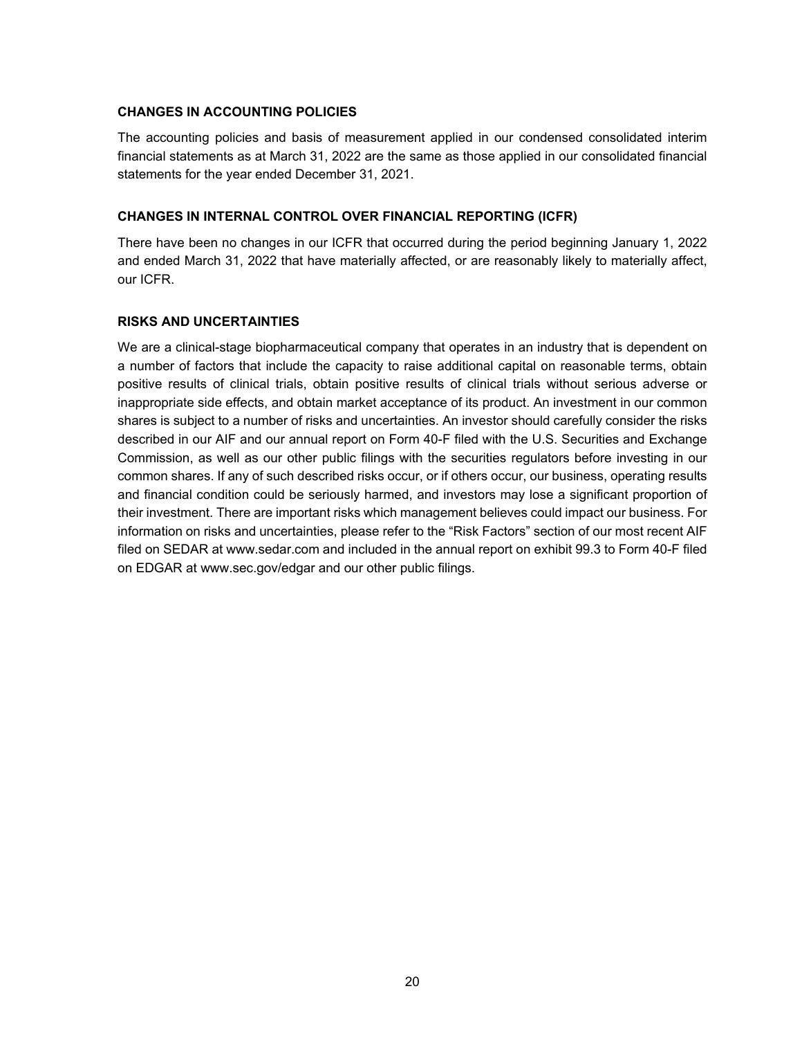## CHANGES IN ACCOUNTING POLICIES

The accounting policies and basis of measurement applied in our condensed consolidated interim financial statements as at March 31, 2022 are the same as those applied in our consolidated financial statements for the year ended December 31, 2021.

## CHANGES IN INTERNAL CONTROL OVER FINANCIAL REPORTING (ICFR)

There have been no changes in our ICFR that occurred during the period beginning January 1, 2022 and ended March 31, 2022 that have materially affected, or are reasonably likely to materially affect, our ICFR.

## RISKS AND UNCERTAINTIES

We are a clinical-stage biopharmaceutical company that operates in an industry that is dependent on a number of factors that include the capacity to raise additional capital on reasonable terms, obtain positive results of clinical trials, obtain positive results of clinical trials without serious adverse or inappropriate side effects, and obtain market acceptance of its product. An investment in our common shares is subject to a number of risks and uncertainties. An investor should carefully consider the risks described in our AIF and our annual report on Form 40-F filed with the U.S. Securities and Exchange Commission, as well as our other public filings with the securities regulators before investing in our common shares. If any of such described risks occur, or if others occur, our business, operating results and financial condition could be seriously harmed, and investors may lose a significant proportion of their investment. There are important risks which management believes could impact our business. For information on risks and uncertainties, please refer to the "Risk Factors" section of our most recent AIF filed on SEDAR at www.sedar.com and included in the annual report on exhibit 99.3 to Form 40-F filed on EDGAR at www.sec.gov/edgar and our other public filings.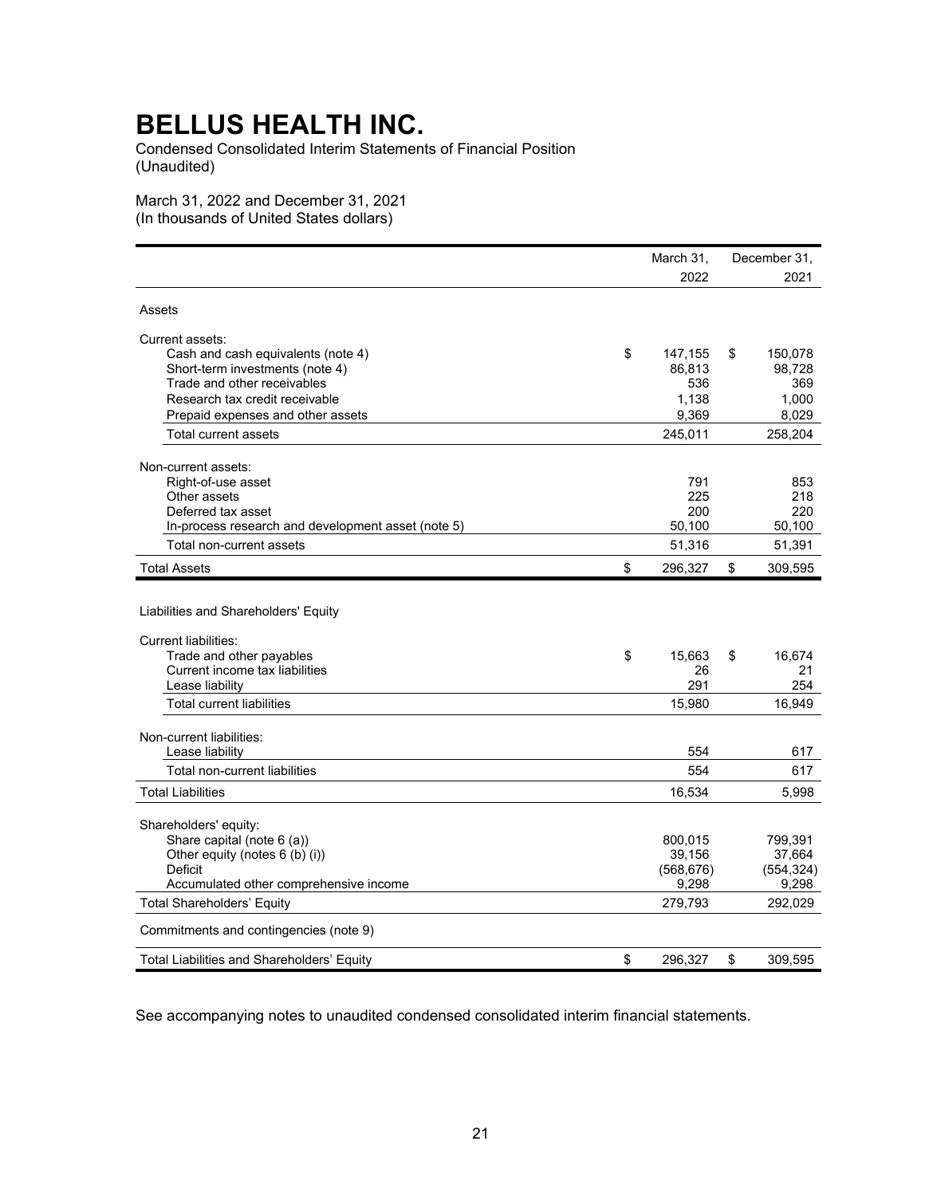# BELLUS HEALTH INC.

Condensed Consolidated Interim Statements of Financial Position
(Unaudited)

March 31, 2022 and December 31, 2021
(In thousands of United States dollars)

| | March 31, 2022 | December 31, 2021 |
|---|---|---|
| **Assets** | | |
| Current assets: | | |
| Cash and cash equivalents (note 4) | $ 147,155 | $ 150,078 |
| Short-term investments (note 4) | 86,813 | 98,728 |
| Trade and other receivables | 536 | 369 |
| Research tax credit receivable | 1,138 | 1,000 |
| Prepaid expenses and other assets | 9,369 | 8,029 |
| Total current assets | 245,011 | 258,204 |
| Non-current assets: | | |
| Right-of-use asset | 791 | 853 |
| Other assets | 225 | 218 |
| Deferred tax asset | 200 | 220 |
| In-process research and development asset (note 5) | 50,100 | 50,100 |
| Total non-current assets | 51,316 | 51,391 |
| Total Assets | $ 296,327 | $ 309,595 |
| **Liabilities and Shareholders' Equity** | | |
| Current liabilities: | | |
| Trade and other payables | $ 15,663 | $ 16,674 |
| Current income tax liabilities | 26 | 21 |
| Lease liability | 291 | 254 |
| Total current liabilities | 15,980 | 16,949 |
| Non-current liabilities: | | |
| Lease liability | 554 | 617 |
| Total non-current liabilities | 554 | 617 |
| Total Liabilities | 16,534 | 5,998 |
| Shareholders' equity: | | |
| Share capital (note 6 (a)) | 800,015 | 799,391 |
| Other equity (notes 6 (b) (i)) | 39,156 | 37,664 |
| Deficit | (568,676) | (554,324) |
| Accumulated other comprehensive income | 9,298 | 9,298 |
| Total Shareholders' Equity | 279,793 | 292,029 |
| Commitments and contingencies (note 9) | | |
| Total Liabilities and Shareholders' Equity | $ 296,327 | $ 309,595 |

See accompanying notes to unaudited condensed consolidated interim financial statements.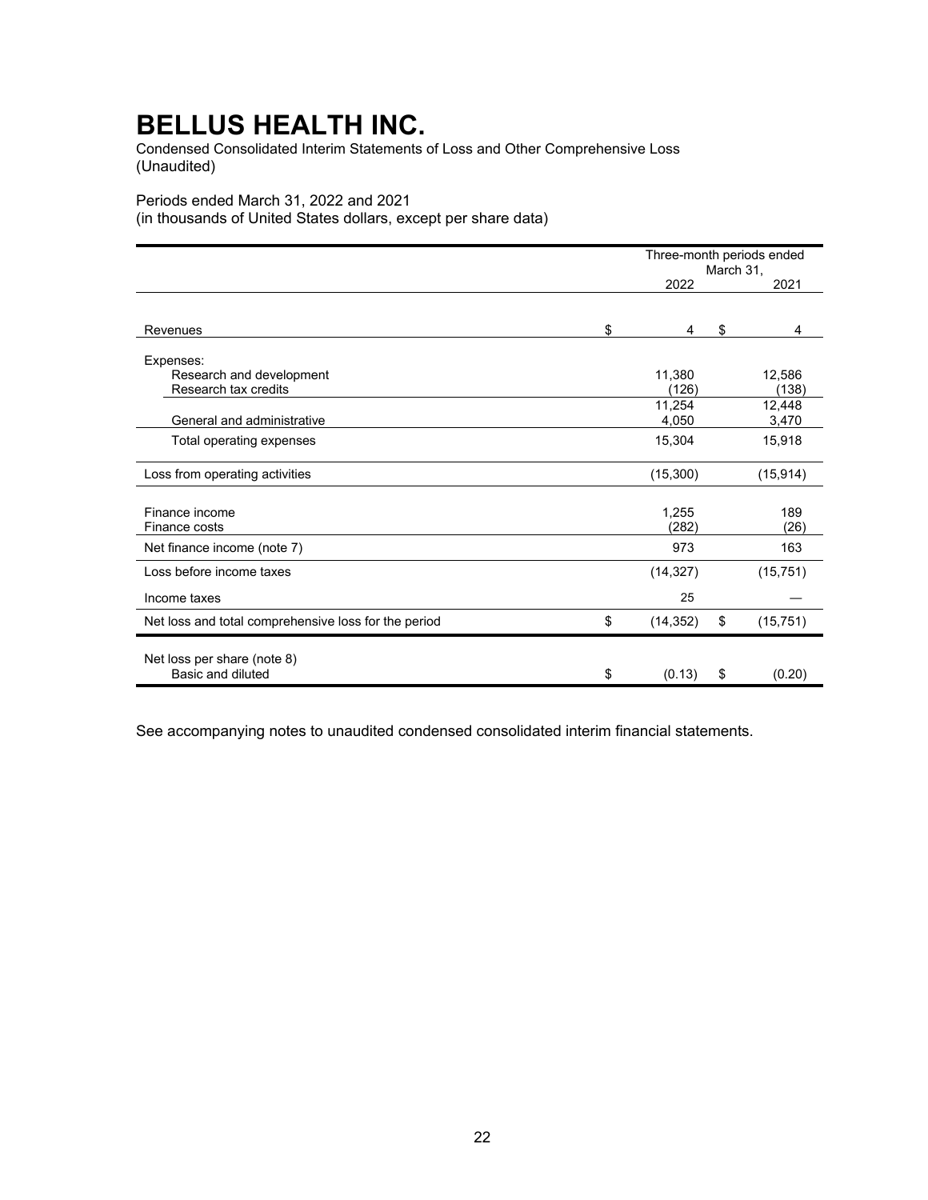# BELLUS HEALTH INC.

Condensed Consolidated Interim Statements of Loss and Other Comprehensive Loss
(Unaudited)

Periods ended March 31, 2022 and 2021
(in thousands of United States dollars, except per share data)

| | Three-month periods ended March 31, 2022 | Three-month periods ended March 31, 2021 |
|---|---|---|
| Revenues | $ 4 | $ 4 |
| Expenses: | | |
| Research and development | 11,380 | 12,586 |
| Research tax credits | (126) | (138) |
| | 11,254 | 12,448 |
| General and administrative | 4,050 | 3,470 |
| Total operating expenses | 15,304 | 15,918 |
| Loss from operating activities | (15,300) | (15,914) |
| Finance income | 1,255 | 189 |
| Finance costs | (282) | (26) |
| Net finance income (note 7) | 973 | 163 |
| Loss before income taxes | (14,327) | (15,751) |
| Income taxes | 25 | — |
| Net loss and total comprehensive loss for the period | $ (14,352) | $ (15,751) |
| Net loss per share (note 8) | | |
| Basic and diluted | $ (0.13) | $ (0.20) |

See accompanying notes to unaudited condensed consolidated interim financial statements.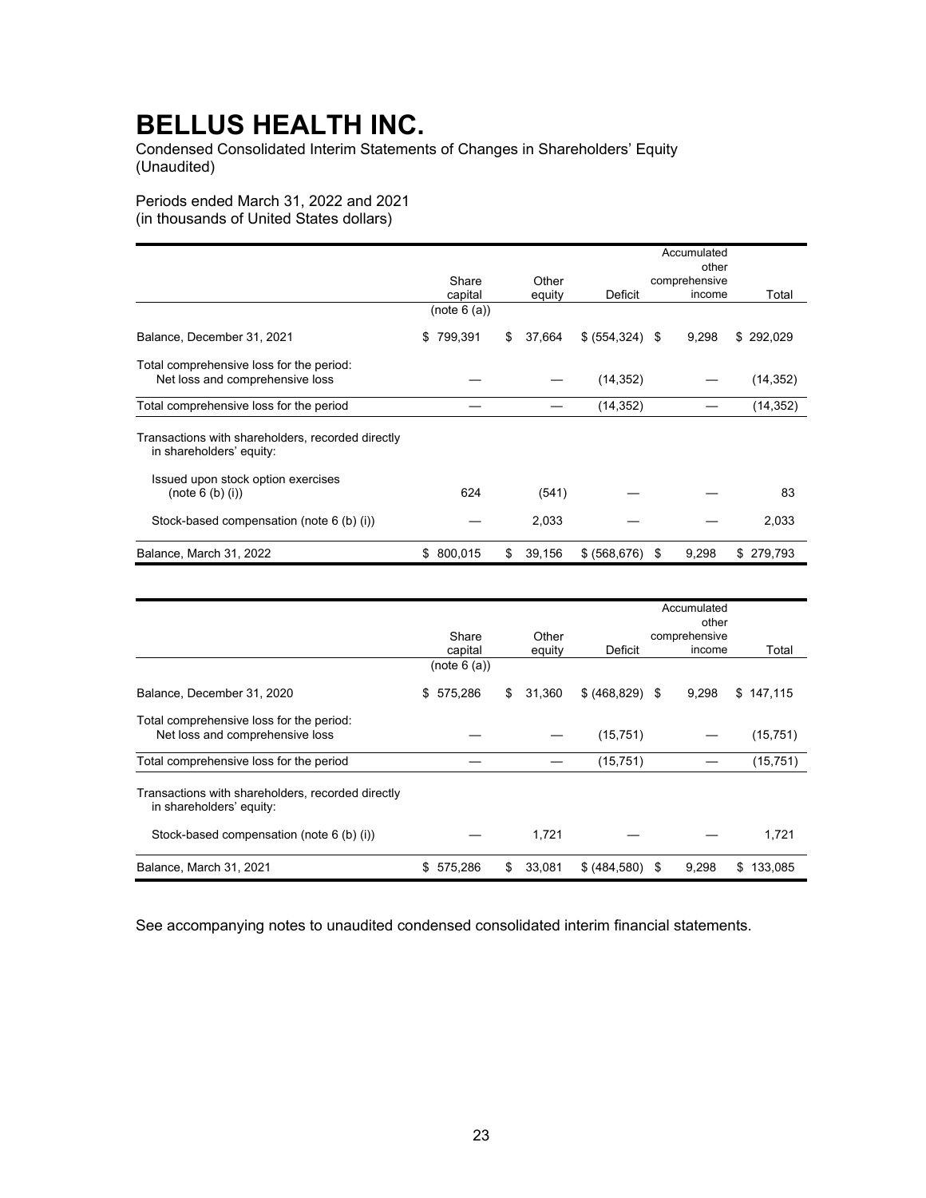# BELLUS HEALTH INC.

Condensed Consolidated Interim Statements of Changes in Shareholders' Equity
(Unaudited)

Periods ended March 31, 2022 and 2021
(in thousands of United States dollars)

| | Share capital (note 6 (a)) | Other equity | Deficit | Accumulated other comprehensive income | Total |
|---|---|---|---|---|---|
| Balance, December 31, 2021 | $ 799,391 | $ 37,664 | $ (554,324) | $ 9,298 | $ 292,029 |
| Total comprehensive loss for the period: | | | | | |
| Net loss and comprehensive loss | — | — | (14,352) | — | (14,352) |
| Total comprehensive loss for the period | — | — | (14,352) | — | (14,352) |
| Transactions with shareholders, recorded directly in shareholders' equity: | | | | | |
| Issued upon stock option exercises (note 6 (b) (i)) | 624 | (541) | — | — | 83 |
| Stock-based compensation (note 6 (b) (i)) | — | 2,033 | — | — | 2,033 |
| Balance, March 31, 2022 | $ 800,015 | $ 39,156 | $ (568,676) | $ 9,298 | $ 279,793 |

| | Share capital (note 6 (a)) | Other equity | Deficit | Accumulated other comprehensive income | Total |
|---|---|---|---|---|---|
| Balance, December 31, 2020 | $ 575,286 | $ 31,360 | $ (468,829) | $ 9,298 | $ 147,115 |
| Total comprehensive loss for the period: | | | | | |
| Net loss and comprehensive loss | — | — | (15,751) | — | (15,751) |
| Total comprehensive loss for the period | — | — | (15,751) | — | (15,751) |
| Transactions with shareholders, recorded directly in shareholders' equity: | | | | | |
| Stock-based compensation (note 6 (b) (i)) | — | 1,721 | — | — | 1,721 |
| Balance, March 31, 2021 | $ 575,286 | $ 33,081 | $ (484,580) | $ 9,298 | $ 133,085 |

See accompanying notes to unaudited condensed consolidated interim financial statements.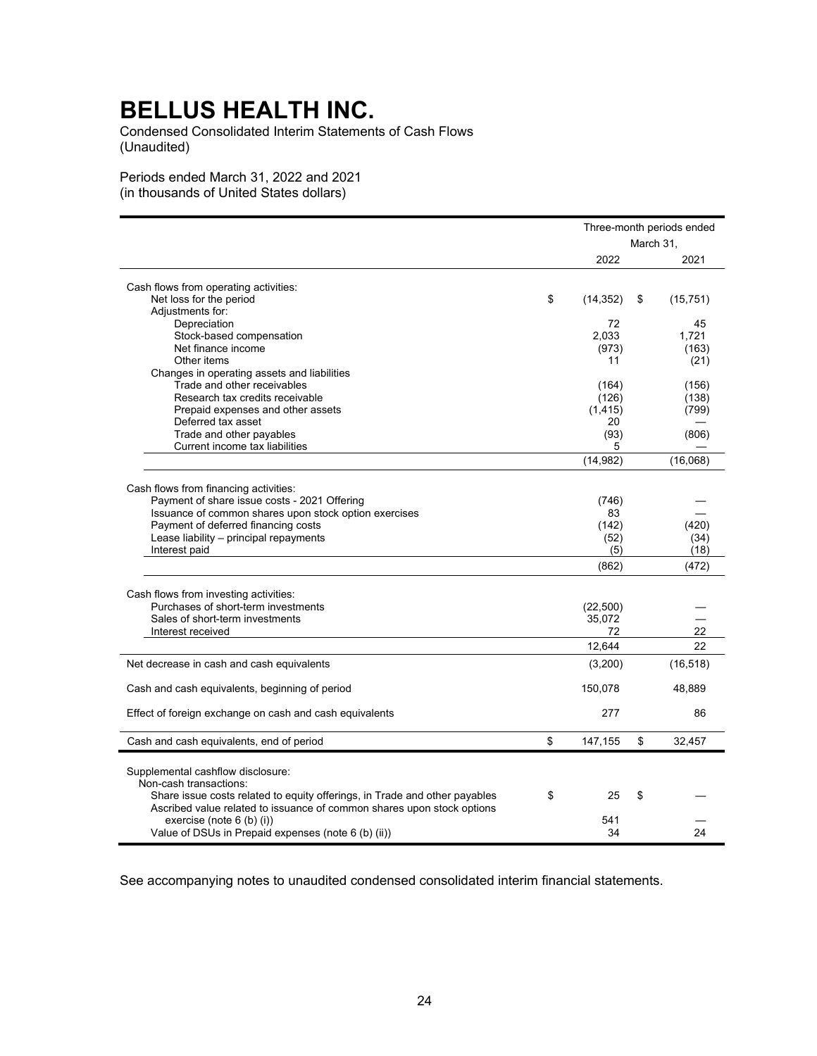# BELLUS HEALTH INC.

Condensed Consolidated Interim Statements of Cash Flows
(Unaudited)

Periods ended March 31, 2022 and 2021
(in thousands of United States dollars)

| | Three-month periods ended March 31, 2022 | Three-month periods ended March 31, 2021 |
|---|---|---|
| Cash flows from operating activities: | | |
| Net loss for the period | $ (14,352) | $ (15,751) |
| Adjustments for: | | |
| Depreciation | 72 | 45 |
| Stock-based compensation | 2,033 | 1,721 |
| Net finance income | (973) | (163) |
| Other items | 11 | (21) |
| Changes in operating assets and liabilities | | |
| Trade and other receivables | (164) | (156) |
| Research tax credits receivable | (126) | (138) |
| Prepaid expenses and other assets | (1,415) | (799) |
| Deferred tax asset | 20 | — |
| Trade and other payables | (93) | (806) |
| Current income tax liabilities | 5 | — |
| | (14,982) | (16,068) |
| Cash flows from financing activities: | | |
| Payment of share issue costs - 2021 Offering | (746) | — |
| Issuance of common shares upon stock option exercises | 83 | — |
| Payment of deferred financing costs | (142) | (420) |
| Lease liability – principal repayments | (52) | (34) |
| Interest paid | (5) | (18) |
| | (862) | (472) |
| Cash flows from investing activities: | | |
| Purchases of short-term investments | (22,500) | — |
| Sales of short-term investments | 35,072 | — |
| Interest received | 72 | 22 |
| | 12,644 | 22 |
| Net decrease in cash and cash equivalents | (3,200) | (16,518) |
| Cash and cash equivalents, beginning of period | 150,078 | 48,889 |
| Effect of foreign exchange on cash and cash equivalents | 277 | 86 |
| Cash and cash equivalents, end of period | $ 147,155 | $ 32,457 |
| Supplemental cashflow disclosure: | | |
| Non-cash transactions: | | |
| Share issue costs related to equity offerings, in Trade and other payables | $ 25 | $ — |
| Ascribed value related to issuance of common shares upon stock options exercise (note 6 (b) (i)) | 541 | — |
| Value of DSUs in Prepaid expenses (note 6 (b) (ii)) | 34 | 24 |

See accompanying notes to unaudited condensed consolidated interim financial statements.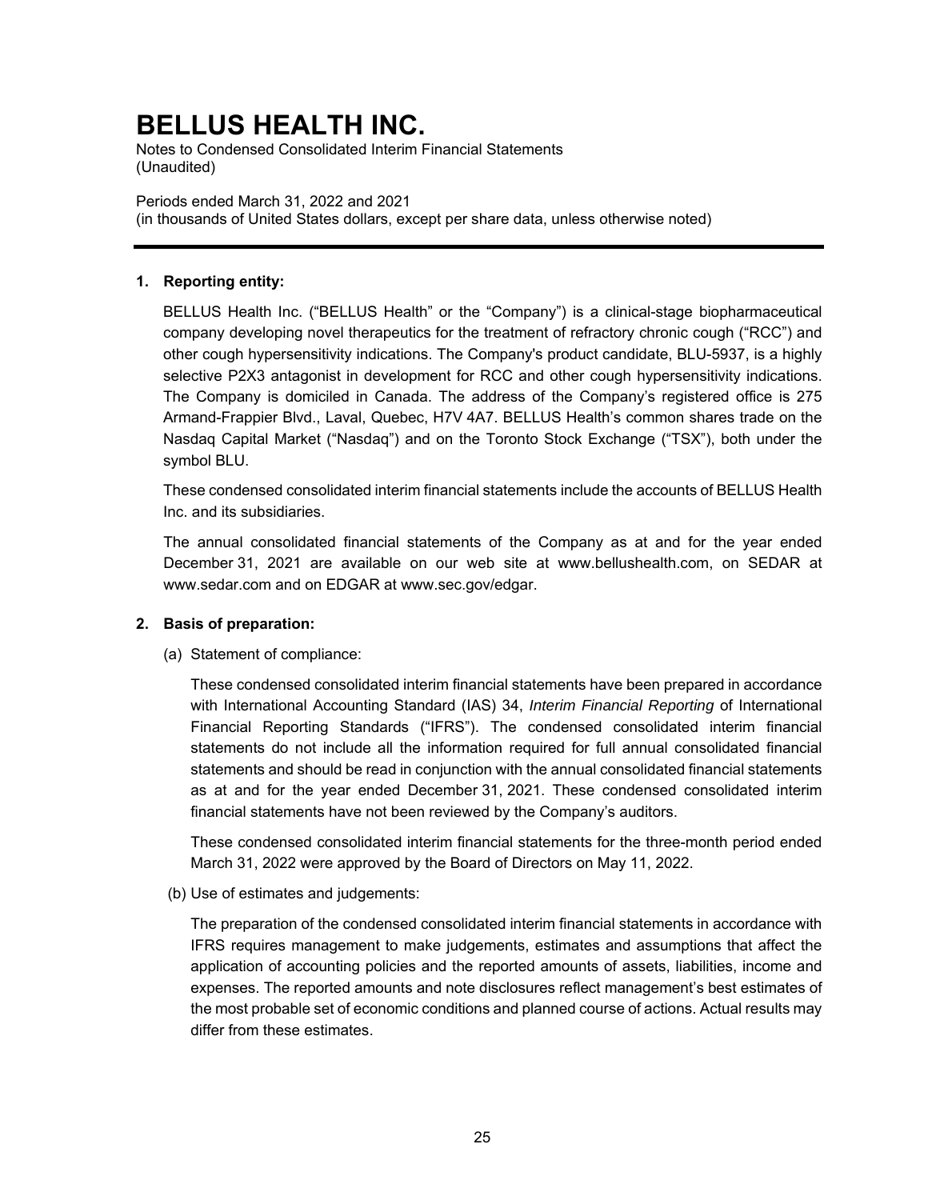# BELLUS HEALTH INC.

Notes to Condensed Consolidated Interim Financial Statements
(Unaudited)

Periods ended March 31, 2022 and 2021
(in thousands of United States dollars, except per share data, unless otherwise noted)

---

**1. Reporting entity:**

BELLUS Health Inc. ("BELLUS Health" or the "Company") is a clinical-stage biopharmaceutical company developing novel therapeutics for the treatment of refractory chronic cough ("RCC") and other cough hypersensitivity indications. The Company's product candidate, BLU-5937, is a highly selective P2X3 antagonist in development for RCC and other cough hypersensitivity indications. The Company is domiciled in Canada. The address of the Company's registered office is 275 Armand-Frappier Blvd., Laval, Quebec, H7V 4A7. BELLUS Health's common shares trade on the Nasdaq Capital Market ("Nasdaq") and on the Toronto Stock Exchange ("TSX"), both under the symbol BLU.

These condensed consolidated interim financial statements include the accounts of BELLUS Health Inc. and its subsidiaries.

The annual consolidated financial statements of the Company as at and for the year ended December 31, 2021 are available on our web site at www.bellushealth.com, on SEDAR at www.sedar.com and on EDGAR at www.sec.gov/edgar.

**2. Basis of preparation:**

(a) Statement of compliance:

These condensed consolidated interim financial statements have been prepared in accordance with International Accounting Standard (IAS) 34, *Interim Financial Reporting* of International Financial Reporting Standards ("IFRS"). The condensed consolidated interim financial statements do not include all the information required for full annual consolidated financial statements and should be read in conjunction with the annual consolidated financial statements as at and for the year ended December 31, 2021. These condensed consolidated interim financial statements have not been reviewed by the Company's auditors.

These condensed consolidated interim financial statements for the three-month period ended March 31, 2022 were approved by the Board of Directors on May 11, 2022.

(b) Use of estimates and judgements:

The preparation of the condensed consolidated interim financial statements in accordance with IFRS requires management to make judgements, estimates and assumptions that affect the application of accounting policies and the reported amounts of assets, liabilities, income and expenses. The reported amounts and note disclosures reflect management's best estimates of the most probable set of economic conditions and planned course of actions. Actual results may differ from these estimates.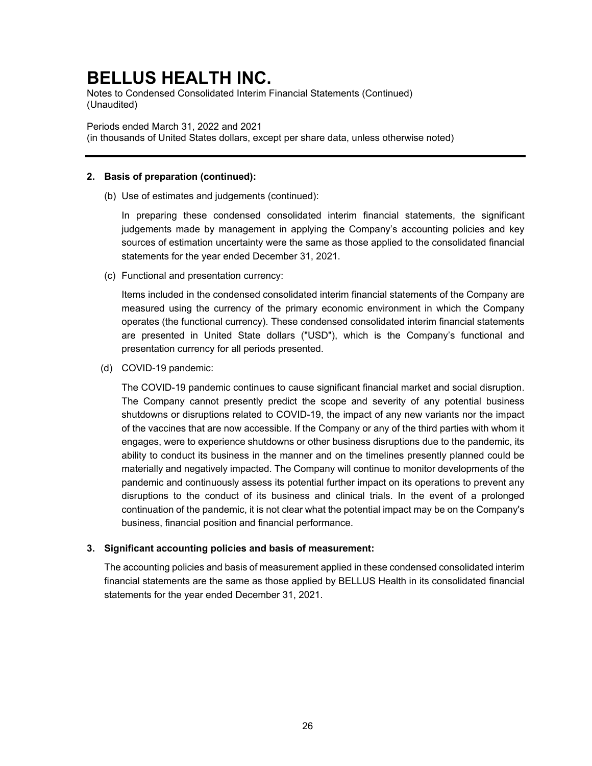## 2. Basis of preparation (continued):

(b) Use of estimates and judgements (continued):

In preparing these condensed consolidated interim financial statements, the significant judgements made by management in applying the Company's accounting policies and key sources of estimation uncertainty were the same as those applied to the consolidated financial statements for the year ended December 31, 2021.

(c) Functional and presentation currency:

Items included in the condensed consolidated interim financial statements of the Company are measured using the currency of the primary economic environment in which the Company operates (the functional currency). These condensed consolidated interim financial statements are presented in United State dollars ("USD"), which is the Company's functional and presentation currency for all periods presented.

(d) COVID-19 pandemic:

The COVID-19 pandemic continues to cause significant financial market and social disruption. The Company cannot presently predict the scope and severity of any potential business shutdowns or disruptions related to COVID-19, the impact of any new variants nor the impact of the vaccines that are now accessible. If the Company or any of the third parties with whom it engages, were to experience shutdowns or other business disruptions due to the pandemic, its ability to conduct its business in the manner and on the timelines presently planned could be materially and negatively impacted. The Company will continue to monitor developments of the pandemic and continuously assess its potential further impact on its operations to prevent any disruptions to the conduct of its business and clinical trials. In the event of a prolonged continuation of the pandemic, it is not clear what the potential impact may be on the Company's business, financial position and financial performance.

## 3. Significant accounting policies and basis of measurement:

The accounting policies and basis of measurement applied in these condensed consolidated interim financial statements are the same as those applied by BELLUS Health in its consolidated financial statements for the year ended December 31, 2021.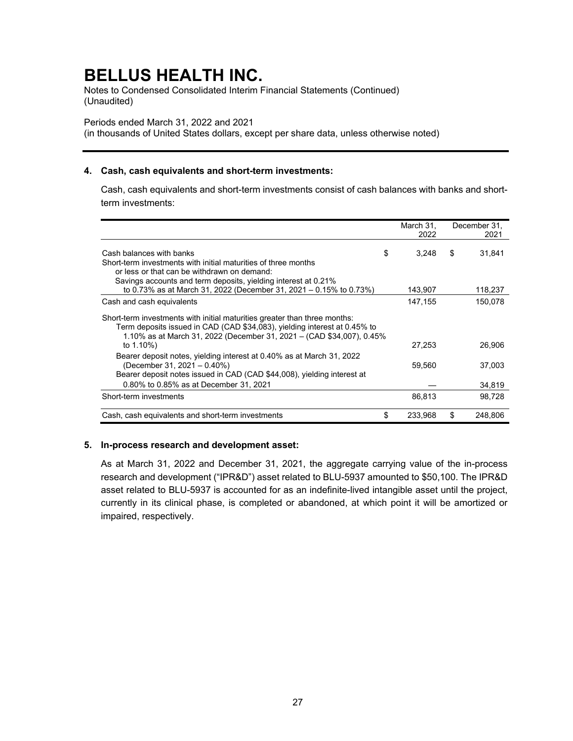# BELLUS HEALTH INC.

Notes to Condensed Consolidated Interim Financial Statements (Continued)
(Unaudited)

Periods ended March 31, 2022 and 2021
(in thousands of United States dollars, except per share data, unless otherwise noted)

## 4. Cash, cash equivalents and short-term investments:

Cash, cash equivalents and short-term investments consist of cash balances with banks and short-term investments:

| | March 31, 2022 | December 31, 2021 |
|---|---|---|
| Cash balances with banks | $ 3,248 | $ 31,841 |
| Short-term investments with initial maturities of three months or less or that can be withdrawn on demand: | | |
| Savings accounts and term deposits, yielding interest at 0.21% to 0.73% as at March 31, 2022 (December 31, 2021 – 0.15% to 0.73%) | 143,907 | 118,237 |
| Cash and cash equivalents | 147,155 | 150,078 |
| Short-term investments with initial maturities greater than three months: | | |
| Term deposits issued in CAD (CAD $34,083), yielding interest at 0.45% to 1.10% as at March 31, 2022 (December 31, 2021 – (CAD $34,007), 0.45% to 1.10%) | 27,253 | 26,906 |
| Bearer deposit notes, yielding interest at 0.40% as at March 31, 2022 (December 31, 2021 – 0.40%) | 59,560 | 37,003 |
| Bearer deposit notes issued in CAD (CAD $44,008), yielding interest at 0.80% to 0.85% as at December 31, 2021 | — | 34,819 |
| Short-term investments | 86,813 | 98,728 |
| Cash, cash equivalents and short-term investments | $ 233,968 | $ 248,806 |

## 5. In-process research and development asset:

As at March 31, 2022 and December 31, 2021, the aggregate carrying value of the in-process research and development ("IPR&D") asset related to BLU-5937 amounted to $50,100. The IPR&D asset related to BLU-5937 is accounted for as an indefinite-lived intangible asset until the project, currently in its clinical phase, is completed or abandoned, at which point it will be amortized or impaired, respectively.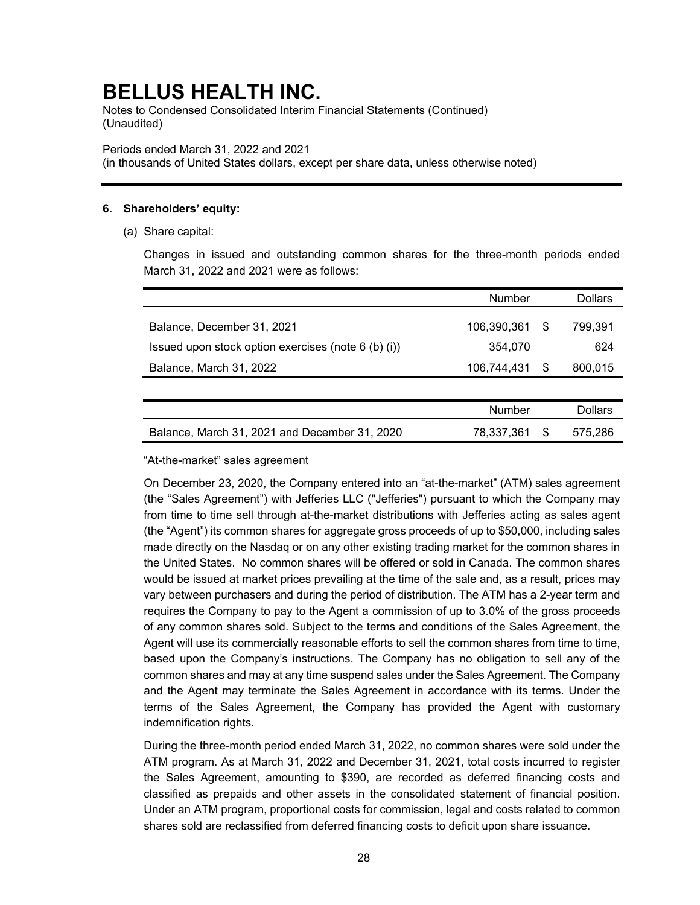# BELLUS HEALTH INC.

Notes to Condensed Consolidated Interim Financial Statements (Continued)
(Unaudited)

Periods ended March 31, 2022 and 2021
(in thousands of United States dollars, except per share data, unless otherwise noted)

---

**6. Shareholders' equity:**

(a) Share capital:

Changes in issued and outstanding common shares for the three-month periods ended March 31, 2022 and 2021 were as follows:

| | Number | Dollars |
|---|---|---|
| Balance, December 31, 2021 | 106,390,361 | $ 799,391 |
| Issued upon stock option exercises (note 6 (b) (i)) | 354,070 | 624 |
| Balance, March 31, 2022 | 106,744,431 | $ 800,015 |

| | Number | Dollars |
|---|---|---|
| Balance, March 31, 2021 and December 31, 2020 | 78,337,361 | $ 575,286 |

"At-the-market" sales agreement

On December 23, 2020, the Company entered into an "at-the-market" (ATM) sales agreement (the "Sales Agreement") with Jefferies LLC ("Jefferies") pursuant to which the Company may from time to time sell through at-the-market distributions with Jefferies acting as sales agent (the "Agent") its common shares for aggregate gross proceeds of up to $50,000, including sales made directly on the Nasdaq or on any other existing trading market for the common shares in the United States. No common shares will be offered or sold in Canada. The common shares would be issued at market prices prevailing at the time of the sale and, as a result, prices may vary between purchasers and during the period of distribution. The ATM has a 2-year term and requires the Company to pay to the Agent a commission of up to 3.0% of the gross proceeds of any common shares sold. Subject to the terms and conditions of the Sales Agreement, the Agent will use its commercially reasonable efforts to sell the common shares from time to time, based upon the Company's instructions. The Company has no obligation to sell any of the common shares and may at any time suspend sales under the Sales Agreement. The Company and the Agent may terminate the Sales Agreement in accordance with its terms. Under the terms of the Sales Agreement, the Company has provided the Agent with customary indemnification rights.

During the three-month period ended March 31, 2022, no common shares were sold under the ATM program. As at March 31, 2022 and December 31, 2021, total costs incurred to register the Sales Agreement, amounting to $390, are recorded as deferred financing costs and classified as prepaids and other assets in the consolidated statement of financial position. Under an ATM program, proportional costs for commission, legal and costs related to common shares sold are reclassified from deferred financing costs to deficit upon share issuance.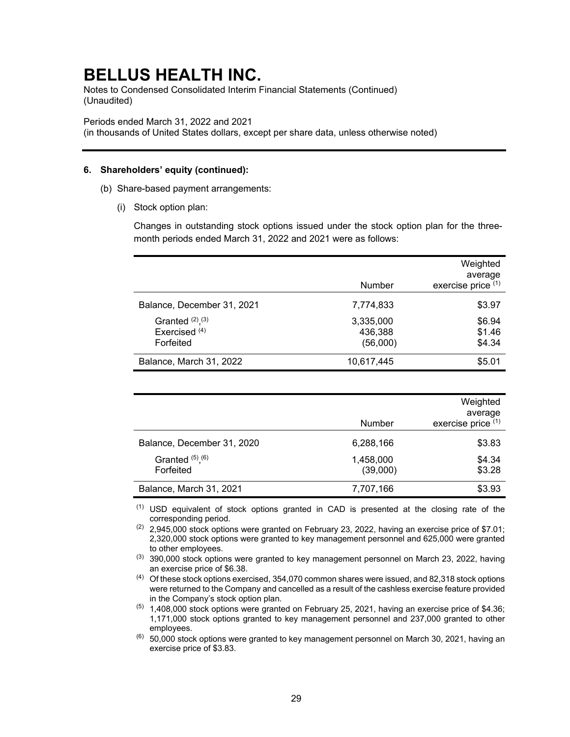# BELLUS HEALTH INC.

Notes to Condensed Consolidated Interim Financial Statements (Continued)
(Unaudited)

Periods ended March 31, 2022 and 2021
(in thousands of United States dollars, except per share data, unless otherwise noted)

**6. Shareholders' equity (continued):**

(b) Share-based payment arrangements:

(i) Stock option plan:

Changes in outstanding stock options issued under the stock option plan for the three-month periods ended March 31, 2022 and 2021 were as follows:

| | Number | Weighted average exercise price [(1)] |
|---|---|---|
| Balance, December 31, 2021 | 7,774,833 | $3.97 |
| Granted [(2),(3)] | 3,335,000 | $6.94 |
| Exercised [(4)] | 436,388 | $1.46 |
| Forfeited | (56,000) | $4.34 |
| Balance, March 31, 2022 | 10,617,445 | $5.01 |

| | Number | Weighted average exercise price [(1)] |
|---|---|---|
| Balance, December 31, 2020 | 6,288,166 | $3.83 |
| Granted [(5),(6)] | 1,458,000 | $4.34 |
| Forfeited | (39,000) | $3.28 |
| Balance, March 31, 2021 | 7,707,166 | $3.93 |

(1) USD equivalent of stock options granted in CAD is presented at the closing rate of the corresponding period.

(2) 2,945,000 stock options were granted on February 23, 2022, having an exercise price of $7.01; 2,320,000 stock options were granted to key management personnel and 625,000 were granted to other employees.

(3) 390,000 stock options were granted to key management personnel on March 23, 2022, having an exercise price of $6.38.

(4) Of these stock options exercised, 354,070 common shares were issued, and 82,318 stock options were returned to the Company and cancelled as a result of the cashless exercise feature provided in the Company's stock option plan.

(5) 1,408,000 stock options were granted on February 25, 2021, having an exercise price of $4.36; 1,171,000 stock options granted to key management personnel and 237,000 granted to other employees.

(6) 50,000 stock options were granted to key management personnel on March 30, 2021, having an exercise price of $3.83.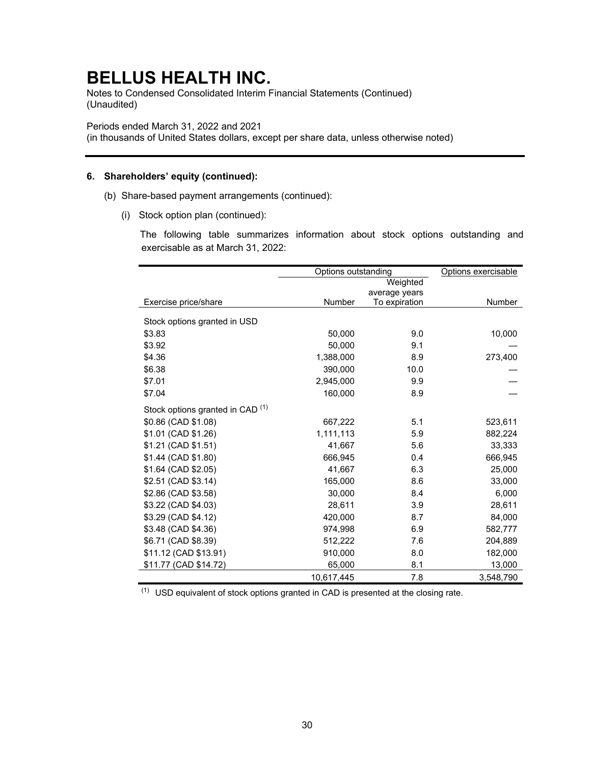# BELLUS HEALTH INC.

Notes to Condensed Consolidated Interim Financial Statements (Continued)
(Unaudited)

Periods ended March 31, 2022 and 2021
(in thousands of United States dollars, except per share data, unless otherwise noted)

---

**6. Shareholders' equity (continued):**

(b) Share-based payment arrangements (continued):

(i) Stock option plan (continued):

The following table summarizes information about stock options outstanding and exercisable as at March 31, 2022:

| | Options outstanding | | Options exercisable |
|---|---|---|---|
| Exercise price/share | Number | Weighted average years To expiration | Number |
| Stock options granted in USD | | | |
| $3.83 | 50,000 | 9.0 | 10,000 |
| $3.92 | 50,000 | 9.1 | — |
| $4.36 | 1,388,000 | 8.9 | 273,400 |
| $6.38 | 390,000 | 10.0 | — |
| $7.01 | 2,945,000 | 9.9 | — |
| $7.04 | 160,000 | 8.9 | — |
| Stock options granted in CAD [(1)] | | | |
| $0.86 (CAD $1.08) | 667,222 | 5.1 | 523,611 |
| $1.01 (CAD $1.26) | 1,111,113 | 5.9 | 882,224 |
| $1.21 (CAD $1.51) | 41,667 | 5.6 | 33,333 |
| $1.44 (CAD $1.80) | 666,945 | 0.4 | 666,945 |
| $1.64 (CAD $2.05) | 41,667 | 6.3 | 25,000 |
| $2.51 (CAD $3.14) | 165,000 | 8.6 | 33,000 |
| $2.86 (CAD $3.58) | 30,000 | 8.4 | 6,000 |
| $3.22 (CAD $4.03) | 28,611 | 3.9 | 28,611 |
| $3.29 (CAD $4.12) | 420,000 | 8.7 | 84,000 |
| $3.48 (CAD $4.36) | 974,998 | 6.9 | 582,777 |
| $6.71 (CAD $8.39) | 512,222 | 7.6 | 204,889 |
| $11.12 (CAD $13.91) | 910,000 | 8.0 | 182,000 |
| $11.77 (CAD $14.72) | 65,000 | 8.1 | 13,000 |
| | 10,617,445 | 7.8 | 3,548,790 |

[(1)] USD equivalent of stock options granted in CAD is presented at the closing rate.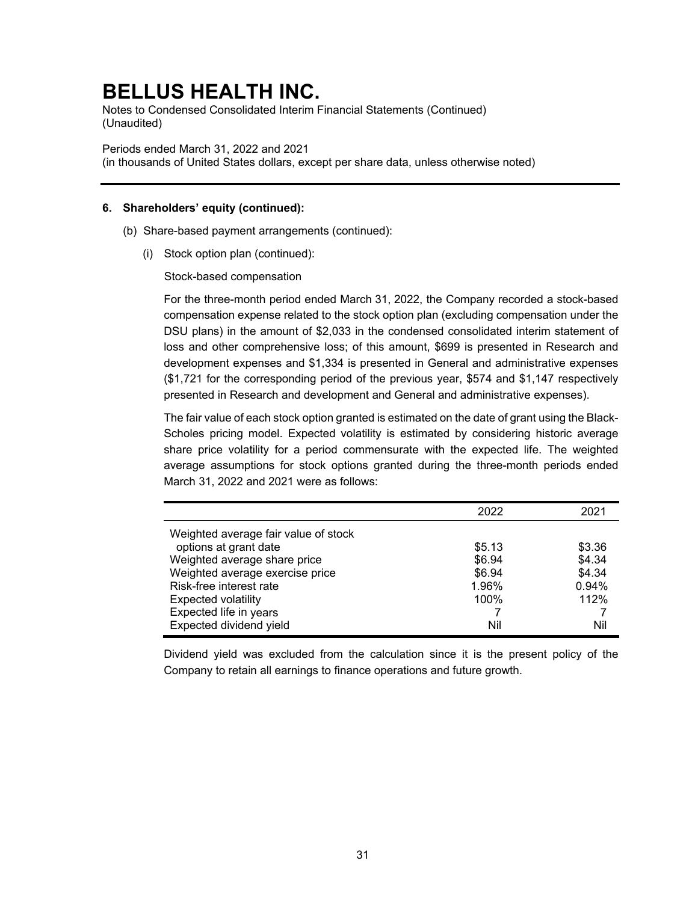# BELLUS HEALTH INC.

Notes to Condensed Consolidated Interim Financial Statements (Continued)
(Unaudited)

Periods ended March 31, 2022 and 2021
(in thousands of United States dollars, except per share data, unless otherwise noted)

---

**6. Shareholders' equity (continued):**

(b) Share-based payment arrangements (continued):

(i) Stock option plan (continued):

Stock-based compensation

For the three-month period ended March 31, 2022, the Company recorded a stock-based compensation expense related to the stock option plan (excluding compensation under the DSU plans) in the amount of $2,033 in the condensed consolidated interim statement of loss and other comprehensive loss; of this amount, $699 is presented in Research and development expenses and $1,334 is presented in General and administrative expenses ($1,721 for the corresponding period of the previous year, $574 and $1,147 respectively presented in Research and development and General and administrative expenses).

The fair value of each stock option granted is estimated on the date of grant using the Black-Scholes pricing model. Expected volatility is estimated by considering historic average share price volatility for a period commensurate with the expected life. The weighted average assumptions for stock options granted during the three-month periods ended March 31, 2022 and 2021 were as follows:

| | 2022 | 2021 |
|---|---|---|
| Weighted average fair value of stock options at grant date | $5.13 | $3.36 |
| Weighted average share price | $6.94 | $4.34 |
| Weighted average exercise price | $6.94 | $4.34 |
| Risk-free interest rate | 1.96% | 0.94% |
| Expected volatility | 100% | 112% |
| Expected life in years | 7 | 7 |
| Expected dividend yield | Nil | Nil |

Dividend yield was excluded from the calculation since it is the present policy of the Company to retain all earnings to finance operations and future growth.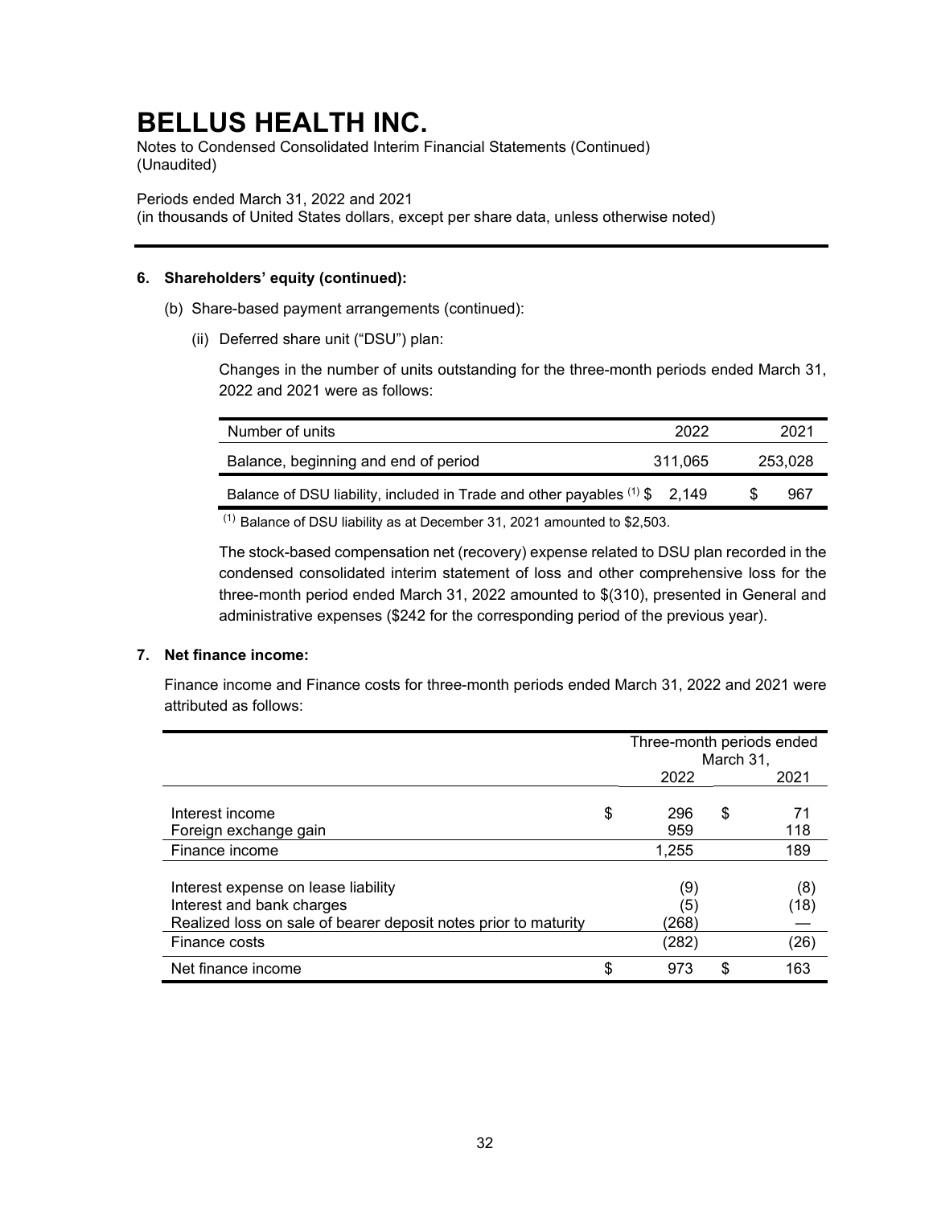# BELLUS HEALTH INC.

Notes to Condensed Consolidated Interim Financial Statements (Continued)
(Unaudited)

Periods ended March 31, 2022 and 2021
(in thousands of United States dollars, except per share data, unless otherwise noted)

## 6. Shareholders' equity (continued):

(b) Share-based payment arrangements (continued):

(ii) Deferred share unit ("DSU") plan:

Changes in the number of units outstanding for the three-month periods ended March 31, 2022 and 2021 were as follows:

| Number of units | 2022 | 2021 |
|---|---|---|
| Balance, beginning and end of period | 311,065 | 253,028 |
| Balance of DSU liability, included in Trade and other payables [(1)] | $ 2,149 | $ 967 |

[(1)] Balance of DSU liability as at December 31, 2021 amounted to $2,503.

The stock-based compensation net (recovery) expense related to DSU plan recorded in the condensed consolidated interim statement of loss and other comprehensive loss for the three-month period ended March 31, 2022 amounted to $(310), presented in General and administrative expenses ($242 for the corresponding period of the previous year).

## 7. Net finance income:

Finance income and Finance costs for three-month periods ended March 31, 2022 and 2021 were attributed as follows:

| | Three-month periods ended March 31, | |
|---|---|---|
| | 2022 | 2021 |
| Interest income | $ 296 | $ 71 |
| Foreign exchange gain | 959 | 118 |
| Finance income | 1,255 | 189 |
| Interest expense on lease liability | (9) | (8) |
| Interest and bank charges | (5) | (18) |
| Realized loss on sale of bearer deposit notes prior to maturity | (268) | — |
| Finance costs | (282) | (26) |
| Net finance income | $ 973 | $ 163 |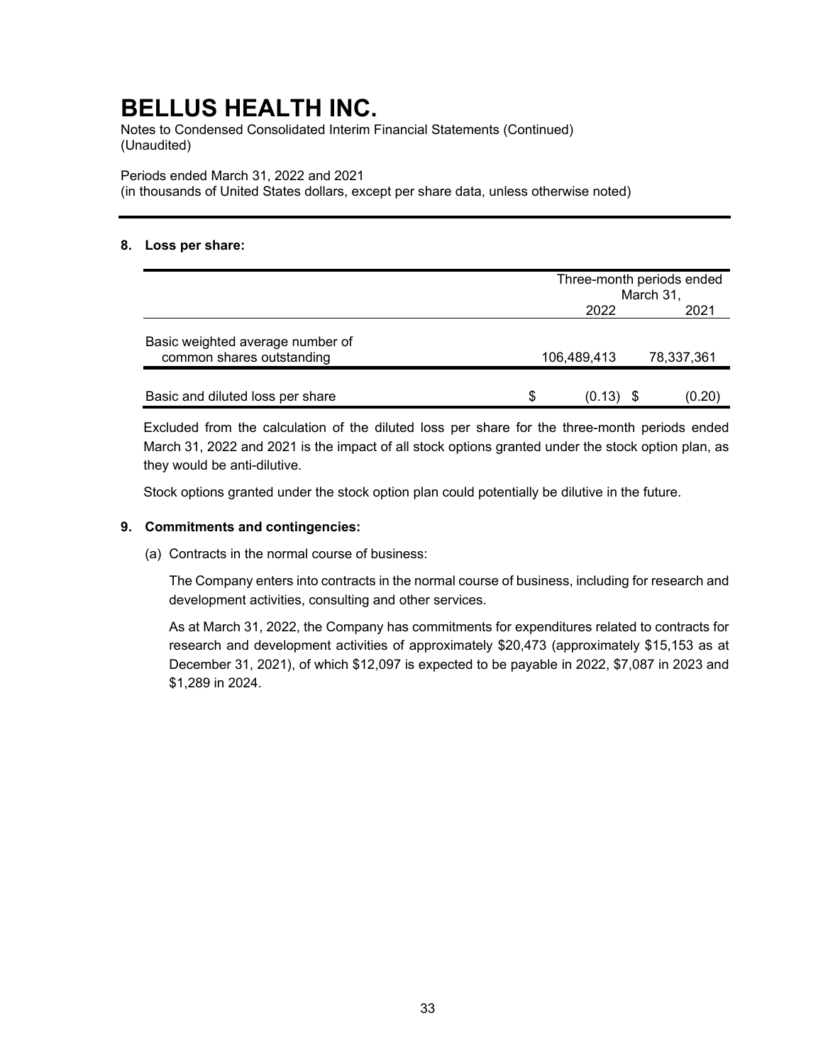# BELLUS HEALTH INC.

Notes to Condensed Consolidated Interim Financial Statements (Continued)
(Unaudited)

Periods ended March 31, 2022 and 2021
(in thousands of United States dollars, except per share data, unless otherwise noted)

### 8. Loss per share:

| | Three-month periods ended March 31, 2022 | 2021 |
|---|---|---|
| Basic weighted average number of common shares outstanding | 106,489,413 | 78,337,361 |
| Basic and diluted loss per share | $ (0.13) | $ (0.20) |

Excluded from the calculation of the diluted loss per share for the three-month periods ended March 31, 2022 and 2021 is the impact of all stock options granted under the stock option plan, as they would be anti-dilutive.

Stock options granted under the stock option plan could potentially be dilutive in the future.

### 9. Commitments and contingencies:

(a) Contracts in the normal course of business:

The Company enters into contracts in the normal course of business, including for research and development activities, consulting and other services.

As at March 31, 2022, the Company has commitments for expenditures related to contracts for research and development activities of approximately $20,473 (approximately $15,153 as at December 31, 2021), of which $12,097 is expected to be payable in 2022, $7,087 in 2023 and $1,289 in 2024.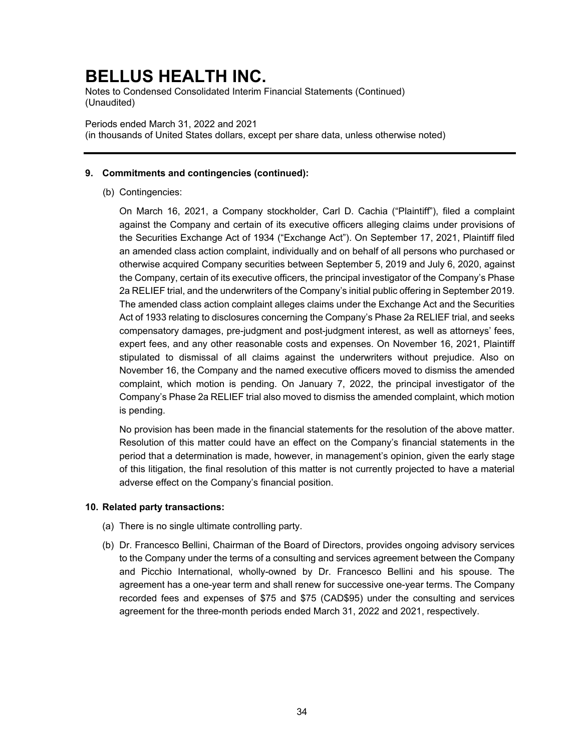# BELLUS HEALTH INC.

Notes to Condensed Consolidated Interim Financial Statements (Continued)
(Unaudited)

Periods ended March 31, 2022 and 2021
(in thousands of United States dollars, except per share data, unless otherwise noted)

---

**9. Commitments and contingencies (continued):**

(b) Contingencies:

On March 16, 2021, a Company stockholder, Carl D. Cachia ("Plaintiff"), filed a complaint against the Company and certain of its executive officers alleging claims under provisions of the Securities Exchange Act of 1934 ("Exchange Act"). On September 17, 2021, Plaintiff filed an amended class action complaint, individually and on behalf of all persons who purchased or otherwise acquired Company securities between September 5, 2019 and July 6, 2020, against the Company, certain of its executive officers, the principal investigator of the Company's Phase 2a RELIEF trial, and the underwriters of the Company's initial public offering in September 2019. The amended class action complaint alleges claims under the Exchange Act and the Securities Act of 1933 relating to disclosures concerning the Company's Phase 2a RELIEF trial, and seeks compensatory damages, pre-judgment and post-judgment interest, as well as attorneys' fees, expert fees, and any other reasonable costs and expenses. On November 16, 2021, Plaintiff stipulated to dismissal of all claims against the underwriters without prejudice. Also on November 16, the Company and the named executive officers moved to dismiss the amended complaint, which motion is pending. On January 7, 2022, the principal investigator of the Company's Phase 2a RELIEF trial also moved to dismiss the amended complaint, which motion is pending.

No provision has been made in the financial statements for the resolution of the above matter. Resolution of this matter could have an effect on the Company's financial statements in the period that a determination is made, however, in management's opinion, given the early stage of this litigation, the final resolution of this matter is not currently projected to have a material adverse effect on the Company's financial position.

**10. Related party transactions:**

(a) There is no single ultimate controlling party.

(b) Dr. Francesco Bellini, Chairman of the Board of Directors, provides ongoing advisory services to the Company under the terms of a consulting and services agreement between the Company and Picchio International, wholly-owned by Dr. Francesco Bellini and his spouse. The agreement has a one-year term and shall renew for successive one-year terms. The Company recorded fees and expenses of $75 and $75 (CAD$95) under the consulting and services agreement for the three-month periods ended March 31, 2022 and 2021, respectively.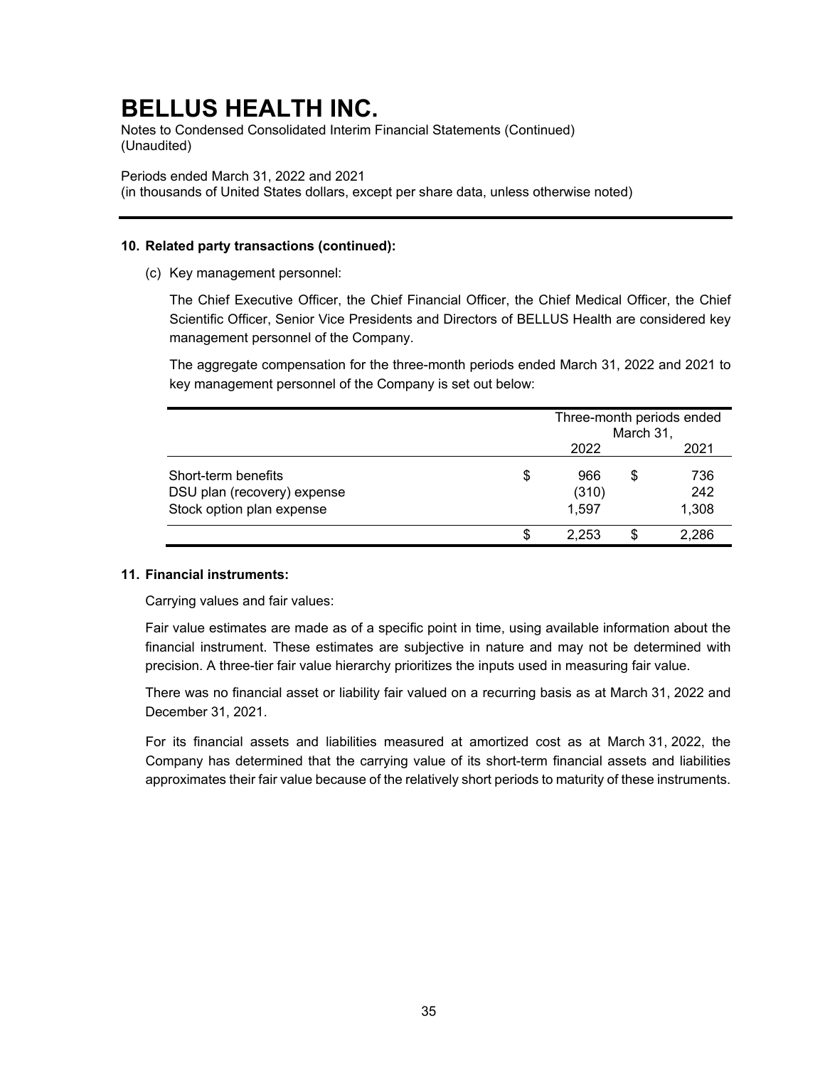# BELLUS HEALTH INC.

Notes to Condensed Consolidated Interim Financial Statements (Continued)
(Unaudited)

Periods ended March 31, 2022 and 2021
(in thousands of United States dollars, except per share data, unless otherwise noted)

**10. Related party transactions (continued):**

(c) Key management personnel:

The Chief Executive Officer, the Chief Financial Officer, the Chief Medical Officer, the Chief Scientific Officer, Senior Vice Presidents and Directors of BELLUS Health are considered key management personnel of the Company.

The aggregate compensation for the three-month periods ended March 31, 2022 and 2021 to key management personnel of the Company is set out below:

| | Three-month periods ended March 31, | |
|---|---|---|
| | 2022 | 2021 |
| Short-term benefits | $ 966 | $ 736 |
| DSU plan (recovery) expense | (310) | 242 |
| Stock option plan expense | 1,597 | 1,308 |
| | $ 2,253 | $ 2,286 |

**11. Financial instruments:**

Carrying values and fair values:

Fair value estimates are made as of a specific point in time, using available information about the financial instrument. These estimates are subjective in nature and may not be determined with precision. A three-tier fair value hierarchy prioritizes the inputs used in measuring fair value.

There was no financial asset or liability fair valued on a recurring basis as at March 31, 2022 and December 31, 2021.

For its financial assets and liabilities measured at amortized cost as at March 31, 2022, the Company has determined that the carrying value of its short-term financial assets and liabilities approximates their fair value because of the relatively short periods to maturity of these instruments.